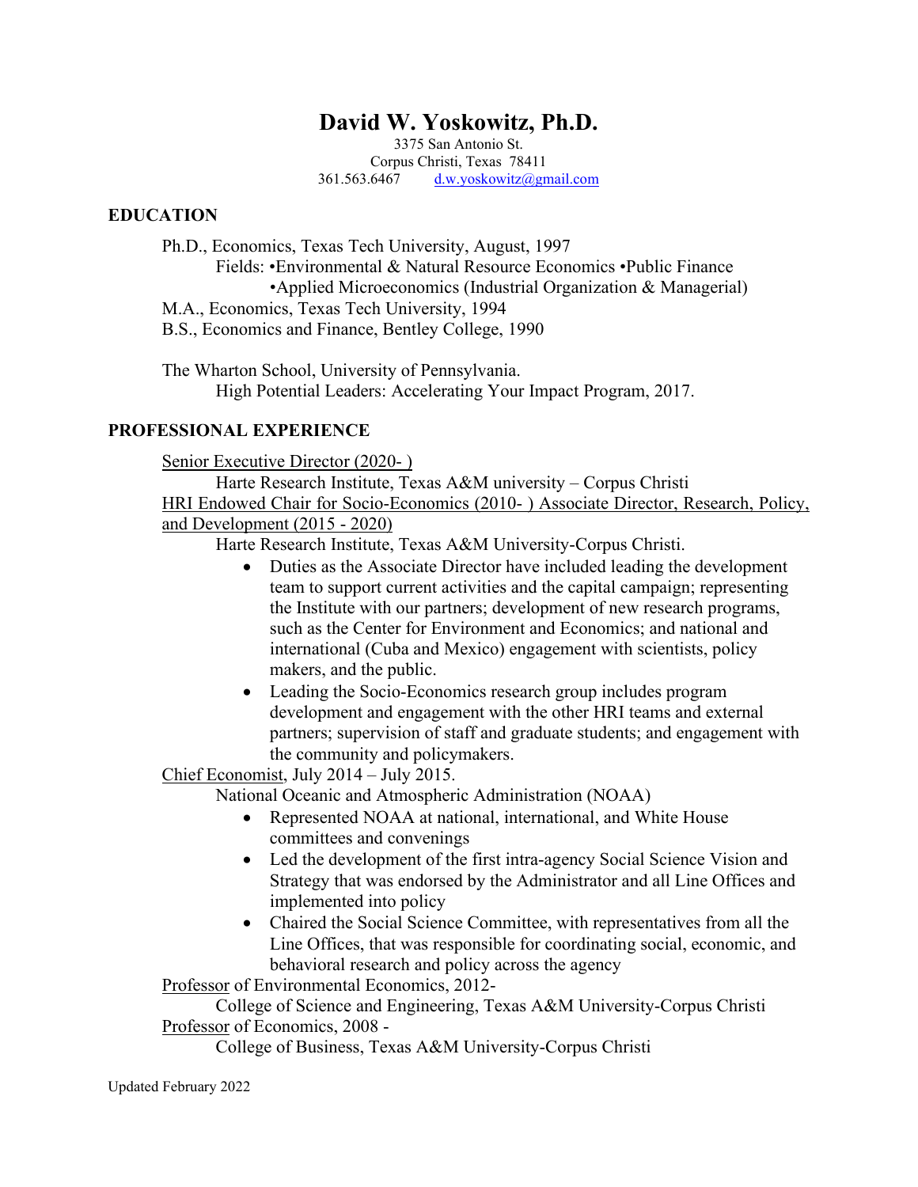# David W. Yoskowitz, Ph.D.

3375 San Antonio St.
Corpus Christi, Texas 78411
361.563.6467 d.w.yoskowitz@gmail.com

## EDUCATION

Ph.D., Economics, Texas Tech University, August, 1997
Fields: •Environmental & Natural Resource Economics •Public Finance
•Applied Microeconomics (Industrial Organization & Managerial)
M.A., Economics, Texas Tech University, 1994
B.S., Economics and Finance, Bentley College, 1990

The Wharton School, University of Pennsylvania.
High Potential Leaders: Accelerating Your Impact Program, 2017.

## PROFESSIONAL EXPERIENCE

Senior Executive Director (2020- )
Harte Research Institute, Texas A&M university – Corpus Christi

HRI Endowed Chair for Socio-Economics (2010- ) Associate Director, Research, Policy, and Development (2015 - 2020)
Harte Research Institute, Texas A&M University-Corpus Christi.

- Duties as the Associate Director have included leading the development team to support current activities and the capital campaign; representing the Institute with our partners; development of new research programs, such as the Center for Environment and Economics; and national and international (Cuba and Mexico) engagement with scientists, policy makers, and the public.
- Leading the Socio-Economics research group includes program development and engagement with the other HRI teams and external partners; supervision of staff and graduate students; and engagement with the community and policymakers.

Chief Economist, July 2014 – July 2015.
National Oceanic and Atmospheric Administration (NOAA)

- Represented NOAA at national, international, and White House committees and convenings
- Led the development of the first intra-agency Social Science Vision and Strategy that was endorsed by the Administrator and all Line Offices and implemented into policy
- Chaired the Social Science Committee, with representatives from all the Line Offices, that was responsible for coordinating social, economic, and behavioral research and policy across the agency

Professor of Environmental Economics, 2012-
College of Science and Engineering, Texas A&M University-Corpus Christi

Professor of Economics, 2008 -
College of Business, Texas A&M University-Corpus Christi

Updated February 2022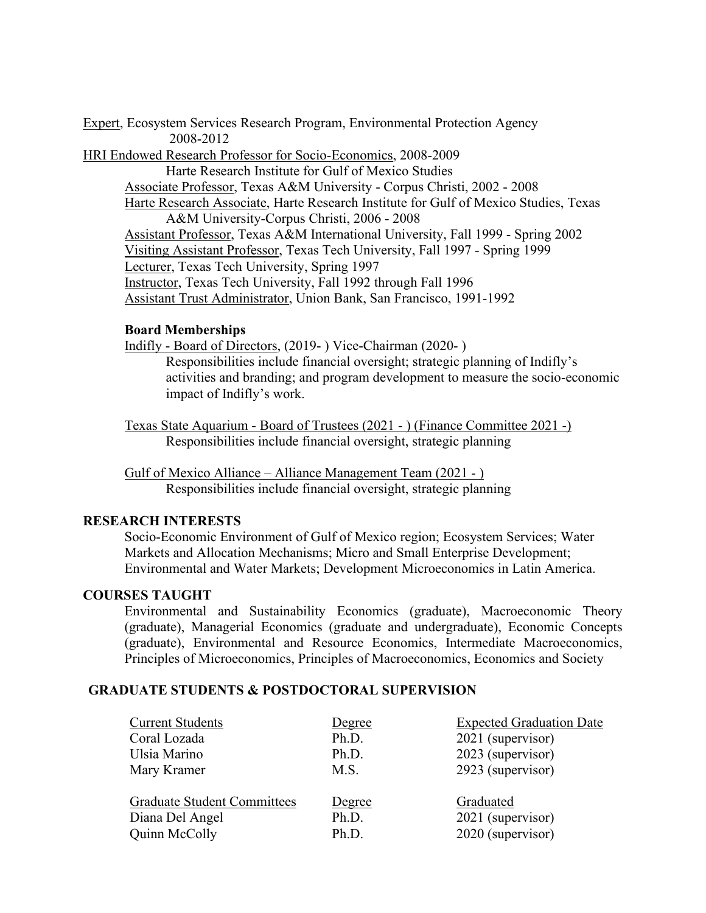Expert, Ecosystem Services Research Program, Environmental Protection Agency
2008-2012

HRI Endowed Research Professor for Socio-Economics, 2008-2009
Harte Research Institute for Gulf of Mexico Studies

Associate Professor, Texas A&M University - Corpus Christi, 2002 - 2008

Harte Research Associate, Harte Research Institute for Gulf of Mexico Studies, Texas A&M University-Corpus Christi, 2006 - 2008

Assistant Professor, Texas A&M International University, Fall 1999 - Spring 2002

Visiting Assistant Professor, Texas Tech University, Fall 1997 - Spring 1999

Lecturer, Texas Tech University, Spring 1997

Instructor, Texas Tech University, Fall 1992 through Fall 1996

Assistant Trust Administrator, Union Bank, San Francisco, 1991-1992

**Board Memberships**

Indifly - Board of Directors, (2019- ) Vice-Chairman (2020- )
Responsibilities include financial oversight; strategic planning of Indifly's activities and branding; and program development to measure the socio-economic impact of Indifly's work.

Texas State Aquarium - Board of Trustees (2021 - ) (Finance Committee 2021 -)
Responsibilities include financial oversight, strategic planning

Gulf of Mexico Alliance – Alliance Management Team (2021 - )
Responsibilities include financial oversight, strategic planning

## RESEARCH INTERESTS

Socio-Economic Environment of Gulf of Mexico region; Ecosystem Services; Water Markets and Allocation Mechanisms; Micro and Small Enterprise Development; Environmental and Water Markets; Development Microeconomics in Latin America.

## COURSES TAUGHT

Environmental and Sustainability Economics (graduate), Macroeconomic Theory (graduate), Managerial Economics (graduate and undergraduate), Economic Concepts (graduate), Environmental and Resource Economics, Intermediate Macroeconomics, Principles of Microeconomics, Principles of Macroeconomics, Economics and Society

## GRADUATE STUDENTS & POSTDOCTORAL SUPERVISION

| Current Students | Degree | Expected Graduation Date |
| --- | --- | --- |
| Coral Lozada | Ph.D. | 2021 (supervisor) |
| Ulsia Marino | Ph.D. | 2023 (supervisor) |
| Mary Kramer | M.S. | 2923 (supervisor) |

| Graduate Student Committees | Degree | Graduated |
| --- | --- | --- |
| Diana Del Angel | Ph.D. | 2021 (supervisor) |
| Quinn McColly | Ph.D. | 2020 (supervisor) |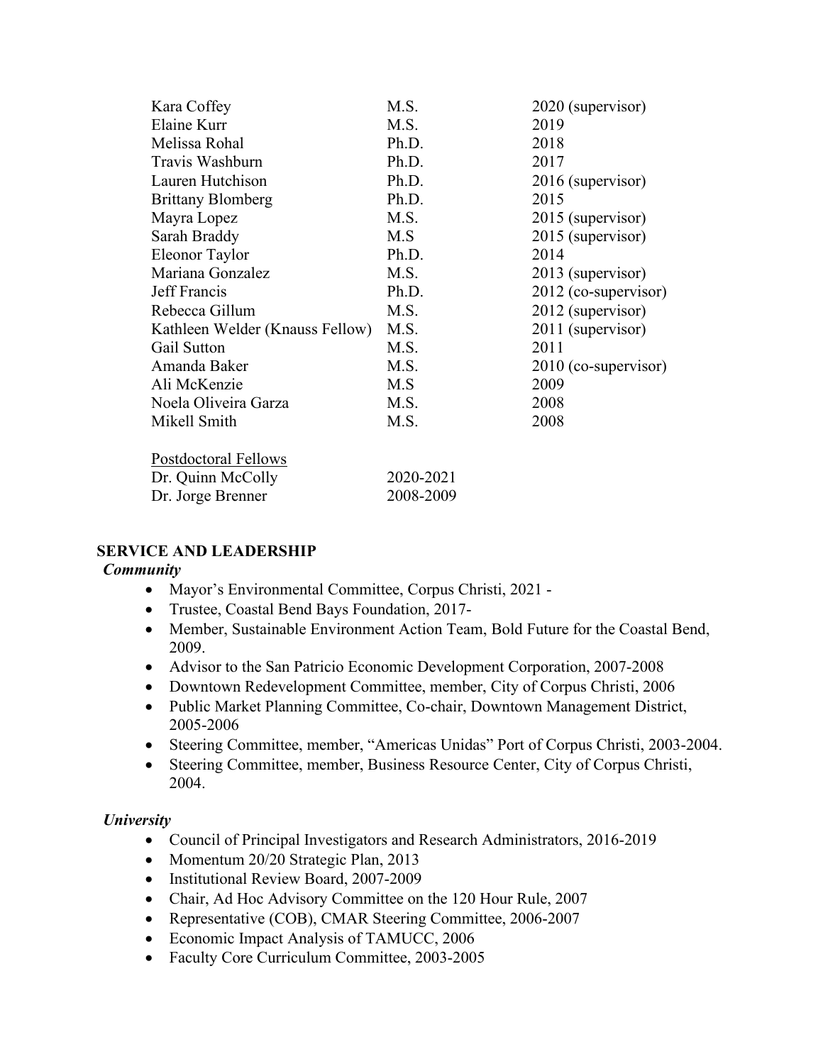| | | |
|---|---|---|
| Kara Coffey | M.S. | 2020 (supervisor) |
| Elaine Kurr | M.S. | 2019 |
| Melissa Rohal | Ph.D. | 2018 |
| Travis Washburn | Ph.D. | 2017 |
| Lauren Hutchison | Ph.D. | 2016 (supervisor) |
| Brittany Blomberg | Ph.D. | 2015 |
| Mayra Lopez | M.S. | 2015 (supervisor) |
| Sarah Braddy | M.S | 2015 (supervisor) |
| Eleonor Taylor | Ph.D. | 2014 |
| Mariana Gonzalez | M.S. | 2013 (supervisor) |
| Jeff Francis | Ph.D. | 2012 (co-supervisor) |
| Rebecca Gillum | M.S. | 2012 (supervisor) |
| Kathleen Welder (Knauss Fellow) | M.S. | 2011 (supervisor) |
| Gail Sutton | M.S. | 2011 |
| Amanda Baker | M.S. | 2010 (co-supervisor) |
| Ali McKenzie | M.S | 2009 |
| Noela Oliveira Garza | M.S. | 2008 |
| Mikell Smith | M.S. | 2008 |

Postdoctoral Fellows

| | |
|---|---|
| Dr. Quinn McColly | 2020-2021 |
| Dr. Jorge Brenner | 2008-2009 |

## SERVICE AND LEADERSHIP

### *Community*

- Mayor's Environmental Committee, Corpus Christi, 2021 -
- Trustee, Coastal Bend Bays Foundation, 2017-
- Member, Sustainable Environment Action Team, Bold Future for the Coastal Bend, 2009.
- Advisor to the San Patricio Economic Development Corporation, 2007-2008
- Downtown Redevelopment Committee, member, City of Corpus Christi, 2006
- Public Market Planning Committee, Co-chair, Downtown Management District, 2005-2006
- Steering Committee, member, "Americas Unidas" Port of Corpus Christi, 2003-2004.
- Steering Committee, member, Business Resource Center, City of Corpus Christi, 2004.

### *University*

- Council of Principal Investigators and Research Administrators, 2016-2019
- Momentum 20/20 Strategic Plan, 2013
- Institutional Review Board, 2007-2009
- Chair, Ad Hoc Advisory Committee on the 120 Hour Rule, 2007
- Representative (COB), CMAR Steering Committee, 2006-2007
- Economic Impact Analysis of TAMUCC, 2006
- Faculty Core Curriculum Committee, 2003-2005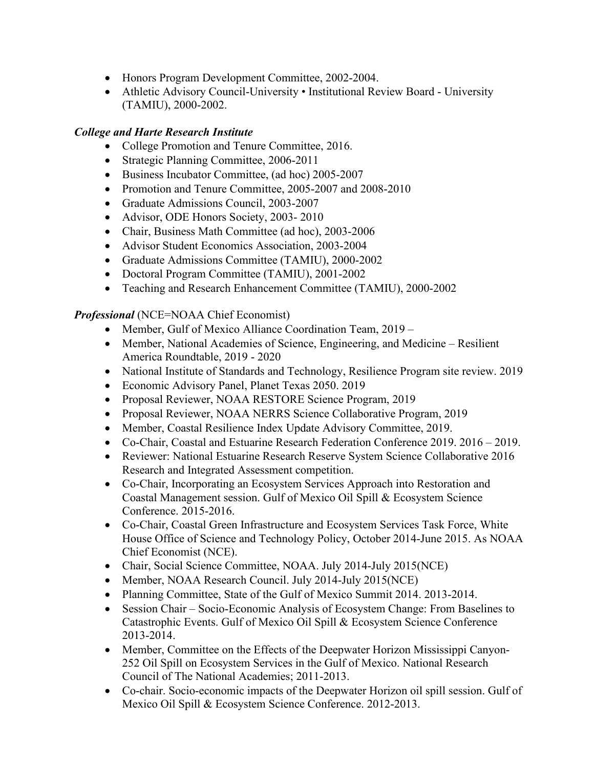- Honors Program Development Committee, 2002-2004.
- Athletic Advisory Council-University • Institutional Review Board - University (TAMIU), 2000-2002.

***College and Harte Research Institute***

- College Promotion and Tenure Committee, 2016.
- Strategic Planning Committee, 2006-2011
- Business Incubator Committee, (ad hoc) 2005-2007
- Promotion and Tenure Committee, 2005-2007 and 2008-2010
- Graduate Admissions Council, 2003-2007
- Advisor, ODE Honors Society, 2003- 2010
- Chair, Business Math Committee (ad hoc), 2003-2006
- Advisor Student Economics Association, 2003-2004
- Graduate Admissions Committee (TAMIU), 2000-2002
- Doctoral Program Committee (TAMIU), 2001-2002
- Teaching and Research Enhancement Committee (TAMIU), 2000-2002

***Professional*** (NCE=NOAA Chief Economist)

- Member, Gulf of Mexico Alliance Coordination Team, 2019 –
- Member, National Academies of Science, Engineering, and Medicine – Resilient America Roundtable, 2019 - 2020
- National Institute of Standards and Technology, Resilience Program site review. 2019
- Economic Advisory Panel, Planet Texas 2050. 2019
- Proposal Reviewer, NOAA RESTORE Science Program, 2019
- Proposal Reviewer, NOAA NERRS Science Collaborative Program, 2019
- Member, Coastal Resilience Index Update Advisory Committee, 2019.
- Co-Chair, Coastal and Estuarine Research Federation Conference 2019. 2016 – 2019.
- Reviewer: National Estuarine Research Reserve System Science Collaborative 2016 Research and Integrated Assessment competition.
- Co-Chair, Incorporating an Ecosystem Services Approach into Restoration and Coastal Management session. Gulf of Mexico Oil Spill & Ecosystem Science Conference. 2015-2016.
- Co-Chair, Coastal Green Infrastructure and Ecosystem Services Task Force, White House Office of Science and Technology Policy, October 2014-June 2015. As NOAA Chief Economist (NCE).
- Chair, Social Science Committee, NOAA. July 2014-July 2015(NCE)
- Member, NOAA Research Council. July 2014-July 2015(NCE)
- Planning Committee, State of the Gulf of Mexico Summit 2014. 2013-2014.
- Session Chair – Socio-Economic Analysis of Ecosystem Change: From Baselines to Catastrophic Events. Gulf of Mexico Oil Spill & Ecosystem Science Conference 2013-2014.
- Member, Committee on the Effects of the Deepwater Horizon Mississippi Canyon-252 Oil Spill on Ecosystem Services in the Gulf of Mexico. National Research Council of The National Academies; 2011-2013.
- Co-chair. Socio-economic impacts of the Deepwater Horizon oil spill session. Gulf of Mexico Oil Spill & Ecosystem Science Conference. 2012-2013.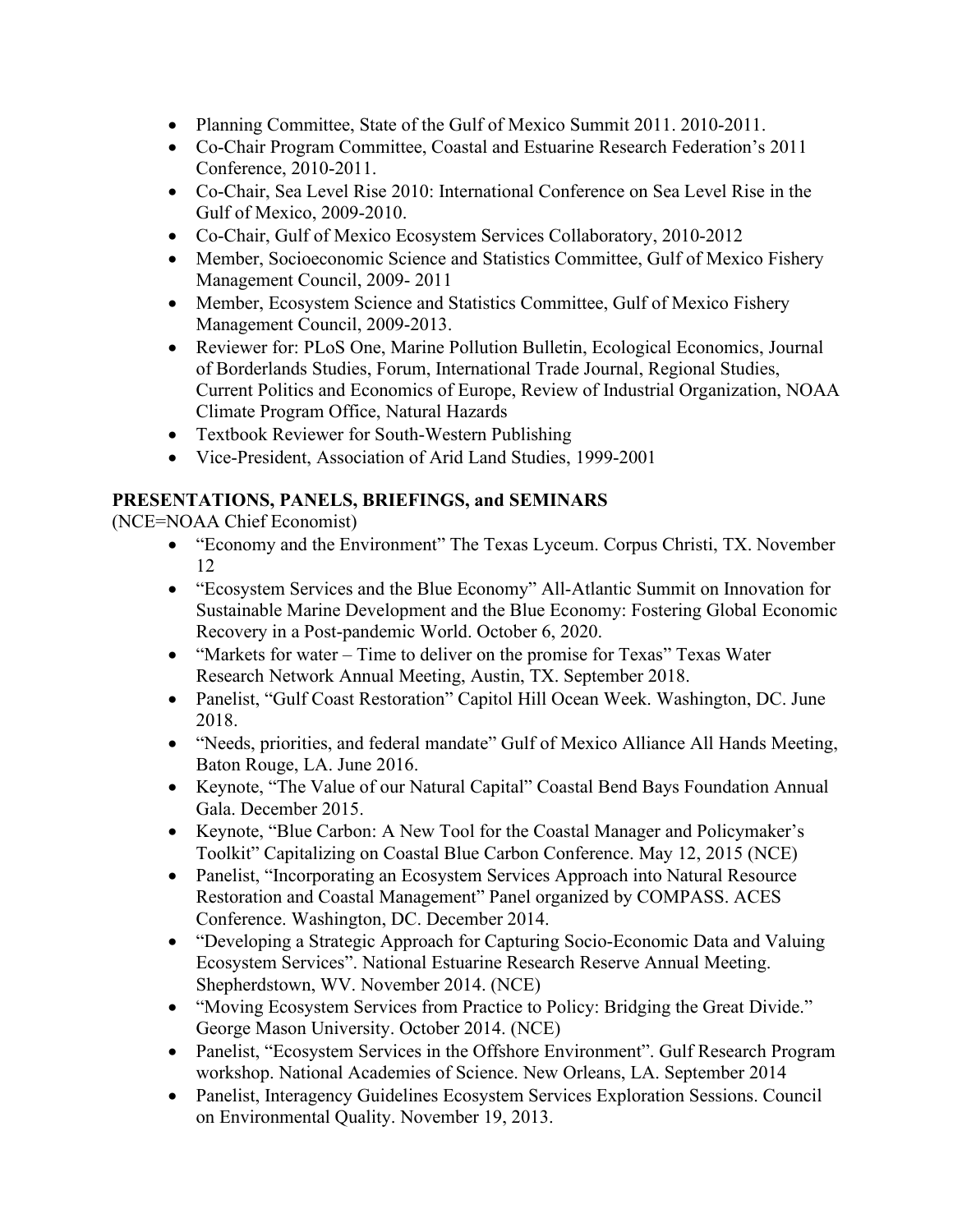- Planning Committee, State of the Gulf of Mexico Summit 2011. 2010-2011.
- Co-Chair Program Committee, Coastal and Estuarine Research Federation's 2011 Conference, 2010-2011.
- Co-Chair, Sea Level Rise 2010: International Conference on Sea Level Rise in the Gulf of Mexico, 2009-2010.
- Co-Chair, Gulf of Mexico Ecosystem Services Collaboratory, 2010-2012
- Member, Socioeconomic Science and Statistics Committee, Gulf of Mexico Fishery Management Council, 2009- 2011
- Member, Ecosystem Science and Statistics Committee, Gulf of Mexico Fishery Management Council, 2009-2013.
- Reviewer for: PLoS One, Marine Pollution Bulletin, Ecological Economics, Journal of Borderlands Studies, Forum, International Trade Journal, Regional Studies, Current Politics and Economics of Europe, Review of Industrial Organization, NOAA Climate Program Office, Natural Hazards
- Textbook Reviewer for South-Western Publishing
- Vice-President, Association of Arid Land Studies, 1999-2001

## PRESENTATIONS, PANELS, BRIEFINGS, and SEMINARS

(NCE=NOAA Chief Economist)

- "Economy and the Environment" The Texas Lyceum. Corpus Christi, TX. November 12
- "Ecosystem Services and the Blue Economy" All-Atlantic Summit on Innovation for Sustainable Marine Development and the Blue Economy: Fostering Global Economic Recovery in a Post-pandemic World. October 6, 2020.
- "Markets for water – Time to deliver on the promise for Texas" Texas Water Research Network Annual Meeting, Austin, TX. September 2018.
- Panelist, "Gulf Coast Restoration" Capitol Hill Ocean Week. Washington, DC. June 2018.
- "Needs, priorities, and federal mandate" Gulf of Mexico Alliance All Hands Meeting, Baton Rouge, LA. June 2016.
- Keynote, "The Value of our Natural Capital" Coastal Bend Bays Foundation Annual Gala. December 2015.
- Keynote, "Blue Carbon: A New Tool for the Coastal Manager and Policymaker's Toolkit" Capitalizing on Coastal Blue Carbon Conference. May 12, 2015 (NCE)
- Panelist, "Incorporating an Ecosystem Services Approach into Natural Resource Restoration and Coastal Management" Panel organized by COMPASS. ACES Conference. Washington, DC. December 2014.
- "Developing a Strategic Approach for Capturing Socio-Economic Data and Valuing Ecosystem Services". National Estuarine Research Reserve Annual Meeting. Shepherdstown, WV. November 2014. (NCE)
- "Moving Ecosystem Services from Practice to Policy: Bridging the Great Divide." George Mason University. October 2014. (NCE)
- Panelist, "Ecosystem Services in the Offshore Environment". Gulf Research Program workshop. National Academies of Science. New Orleans, LA. September 2014
- Panelist, Interagency Guidelines Ecosystem Services Exploration Sessions. Council on Environmental Quality. November 19, 2013.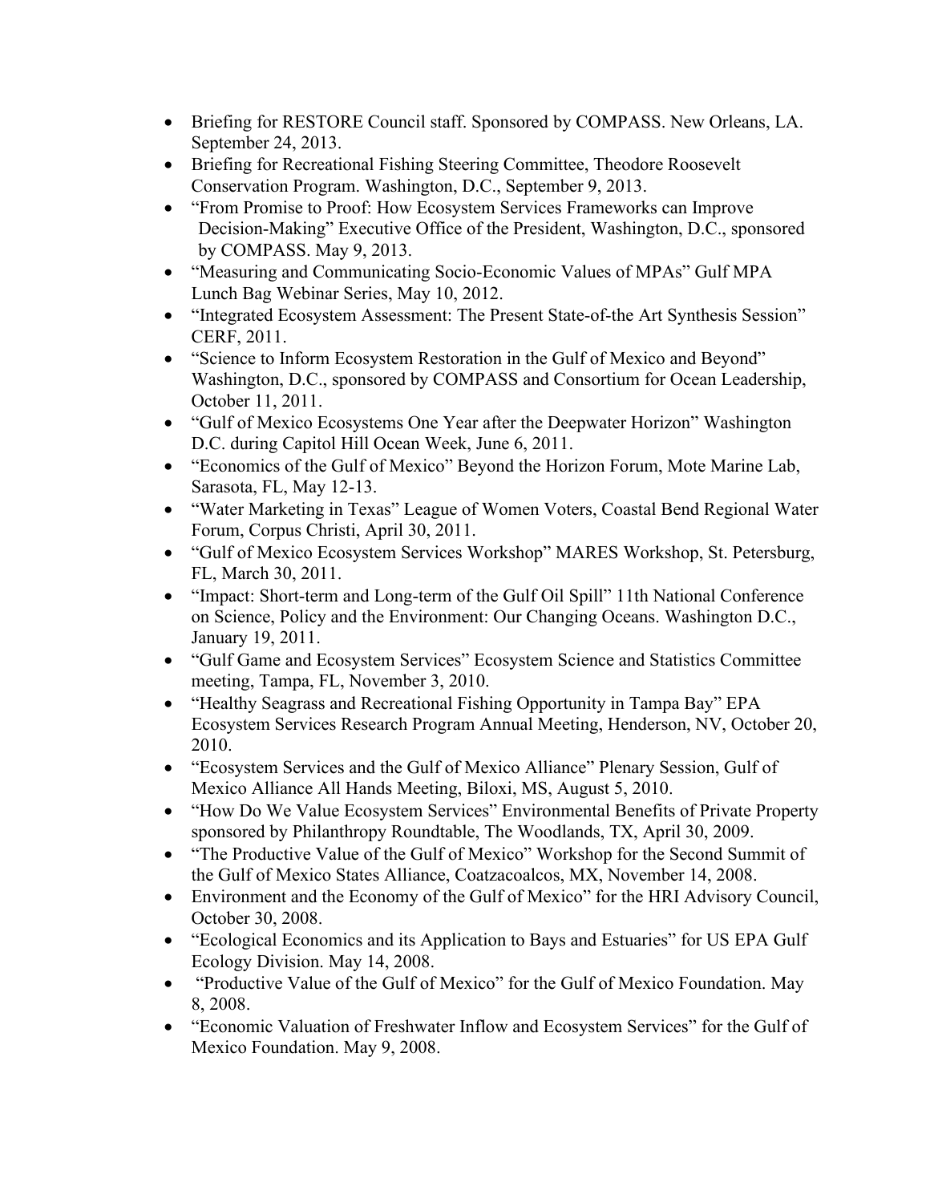- Briefing for RESTORE Council staff. Sponsored by COMPASS. New Orleans, LA. September 24, 2013.
- Briefing for Recreational Fishing Steering Committee, Theodore Roosevelt Conservation Program. Washington, D.C., September 9, 2013.
- "From Promise to Proof: How Ecosystem Services Frameworks can Improve Decision-Making" Executive Office of the President, Washington, D.C., sponsored by COMPASS. May 9, 2013.
- "Measuring and Communicating Socio-Economic Values of MPAs" Gulf MPA Lunch Bag Webinar Series, May 10, 2012.
- "Integrated Ecosystem Assessment: The Present State-of-the Art Synthesis Session" CERF, 2011.
- "Science to Inform Ecosystem Restoration in the Gulf of Mexico and Beyond" Washington, D.C., sponsored by COMPASS and Consortium for Ocean Leadership, October 11, 2011.
- "Gulf of Mexico Ecosystems One Year after the Deepwater Horizon" Washington D.C. during Capitol Hill Ocean Week, June 6, 2011.
- "Economics of the Gulf of Mexico" Beyond the Horizon Forum, Mote Marine Lab, Sarasota, FL, May 12-13.
- "Water Marketing in Texas" League of Women Voters, Coastal Bend Regional Water Forum, Corpus Christi, April 30, 2011.
- "Gulf of Mexico Ecosystem Services Workshop" MARES Workshop, St. Petersburg, FL, March 30, 2011.
- "Impact: Short-term and Long-term of the Gulf Oil Spill" 11th National Conference on Science, Policy and the Environment: Our Changing Oceans. Washington D.C., January 19, 2011.
- "Gulf Game and Ecosystem Services" Ecosystem Science and Statistics Committee meeting, Tampa, FL, November 3, 2010.
- "Healthy Seagrass and Recreational Fishing Opportunity in Tampa Bay" EPA Ecosystem Services Research Program Annual Meeting, Henderson, NV, October 20, 2010.
- "Ecosystem Services and the Gulf of Mexico Alliance" Plenary Session, Gulf of Mexico Alliance All Hands Meeting, Biloxi, MS, August 5, 2010.
- "How Do We Value Ecosystem Services" Environmental Benefits of Private Property sponsored by Philanthropy Roundtable, The Woodlands, TX, April 30, 2009.
- "The Productive Value of the Gulf of Mexico" Workshop for the Second Summit of the Gulf of Mexico States Alliance, Coatzacoalcos, MX, November 14, 2008.
- Environment and the Economy of the Gulf of Mexico" for the HRI Advisory Council, October 30, 2008.
- "Ecological Economics and its Application to Bays and Estuaries" for US EPA Gulf Ecology Division. May 14, 2008.
- "Productive Value of the Gulf of Mexico" for the Gulf of Mexico Foundation. May 8, 2008.
- "Economic Valuation of Freshwater Inflow and Ecosystem Services" for the Gulf of Mexico Foundation. May 9, 2008.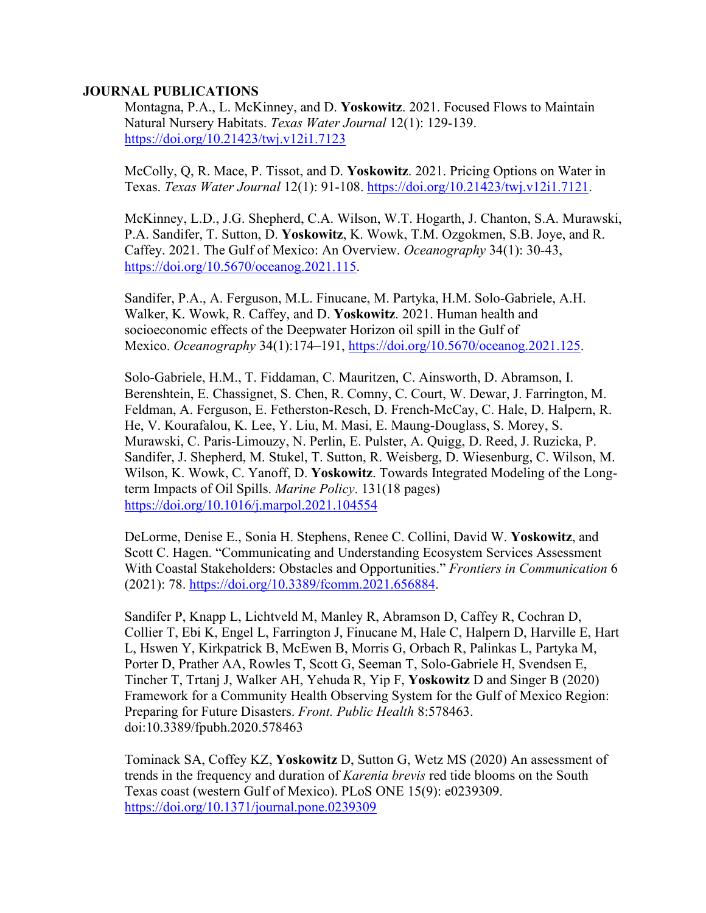**JOURNAL PUBLICATIONS**

Montagna, P.A., L. McKinney, and D. **Yoskowitz**. 2021. Focused Flows to Maintain Natural Nursery Habitats. *Texas Water Journal* 12(1): 129-139. https://doi.org/10.21423/twj.v12i1.7123

McColly, Q, R. Mace, P. Tissot, and D. **Yoskowitz**. 2021. Pricing Options on Water in Texas. *Texas Water Journal* 12(1): 91-108. https://doi.org/10.21423/twj.v12i1.7121.

McKinney, L.D., J.G. Shepherd, C.A. Wilson, W.T. Hogarth, J. Chanton, S.A. Murawski, P.A. Sandifer, T. Sutton, D. **Yoskowitz**, K. Wowk, T.M. Ozgokmen, S.B. Joye, and R. Caffey. 2021. The Gulf of Mexico: An Overview. *Oceanography* 34(1): 30-43, https://doi.org/10.5670/oceanog.2021.115.

Sandifer, P.A., A. Ferguson, M.L. Finucane, M. Partyka, H.M. Solo-Gabriele, A.H. Walker, K. Wowk, R. Caffey, and D. **Yoskowitz**. 2021. Human health and socioeconomic effects of the Deepwater Horizon oil spill in the Gulf of Mexico. *Oceanography* 34(1):174–191, https://doi.org/10.5670/oceanog.2021.125.

Solo-Gabriele, H.M., T. Fiddaman, C. Mauritzen, C. Ainsworth, D. Abramson, I. Berenshtein, E. Chassignet, S. Chen, R. Comny, C. Court, W. Dewar, J. Farrington, M. Feldman, A. Ferguson, E. Fetherston-Resch, D. French-McCay, C. Hale, D. Halpern, R. He, V. Kourafalou, K. Lee, Y. Liu, M. Masi, E. Maung-Douglass, S. Morey, S. Murawski, C. Paris-Limouzy, N. Perlin, E. Pulster, A. Quigg, D. Reed, J. Ruzicka, P. Sandifer, J. Shepherd, M. Stukel, T. Sutton, R. Weisberg, D. Wiesenburg, C. Wilson, M. Wilson, K. Wowk, C. Yanoff, D. **Yoskowitz**. Towards Integrated Modeling of the Long-term Impacts of Oil Spills. *Marine Policy*. 131(18 pages) https://doi.org/10.1016/j.marpol.2021.104554

DeLorme, Denise E., Sonia H. Stephens, Renee C. Collini, David W. **Yoskowitz**, and Scott C. Hagen. "Communicating and Understanding Ecosystem Services Assessment With Coastal Stakeholders: Obstacles and Opportunities." *Frontiers in Communication* 6 (2021): 78. https://doi.org/10.3389/fcomm.2021.656884.

Sandifer P, Knapp L, Lichtveld M, Manley R, Abramson D, Caffey R, Cochran D, Collier T, Ebi K, Engel L, Farrington J, Finucane M, Hale C, Halpern D, Harville E, Hart L, Hswen Y, Kirkpatrick B, McEwen B, Morris G, Orbach R, Palinkas L, Partyka M, Porter D, Prather AA, Rowles T, Scott G, Seeman T, Solo-Gabriele H, Svendsen E, Tincher T, Trtanj J, Walker AH, Yehuda R, Yip F, **Yoskowitz** D and Singer B (2020) Framework for a Community Health Observing System for the Gulf of Mexico Region: Preparing for Future Disasters. *Front. Public Health* 8:578463. doi:10.3389/fpubh.2020.578463

Tominack SA, Coffey KZ, **Yoskowitz** D, Sutton G, Wetz MS (2020) An assessment of trends in the frequency and duration of *Karenia brevis* red tide blooms on the South Texas coast (western Gulf of Mexico). PLoS ONE 15(9): e0239309. https://doi.org/10.1371/journal.pone.0239309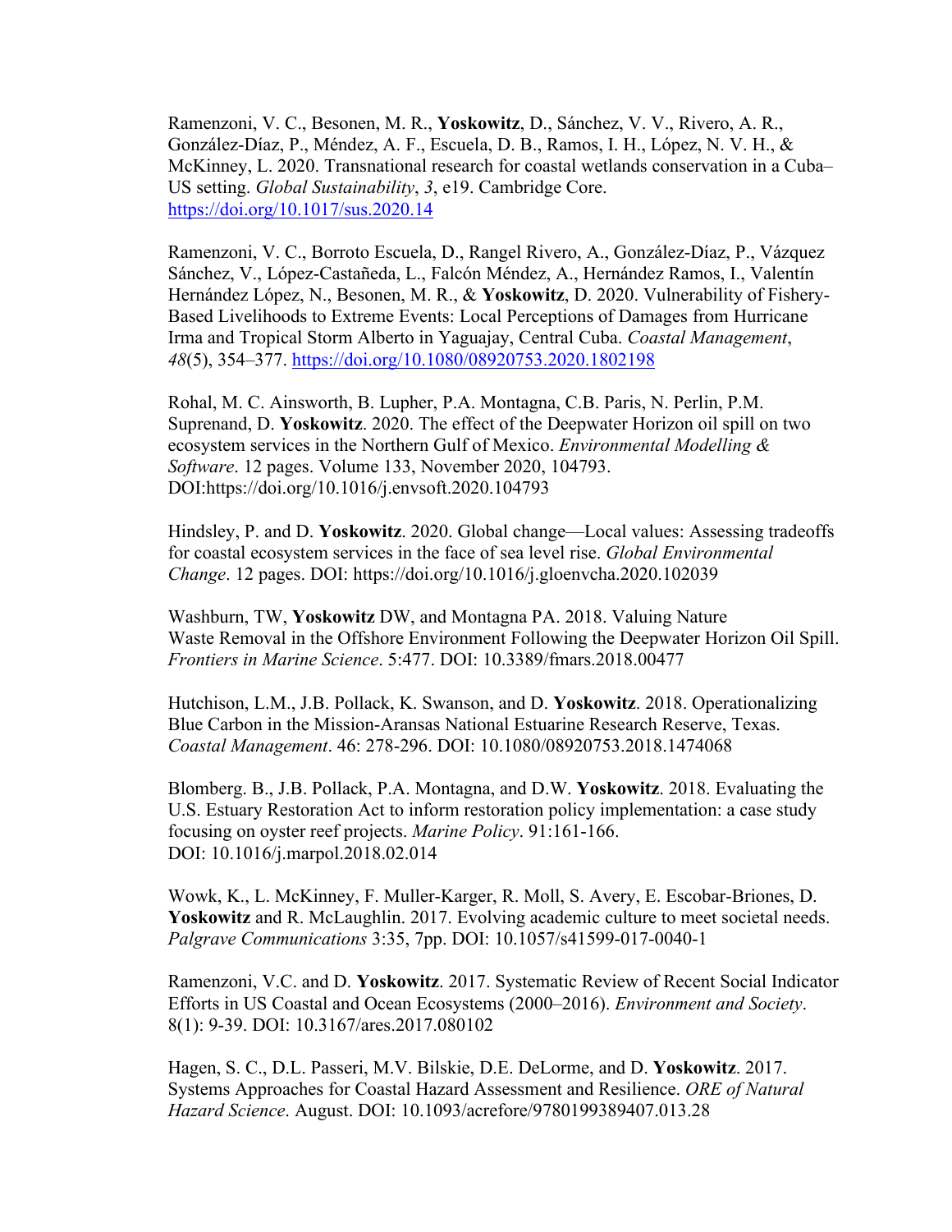Ramenzoni, V. C., Besonen, M. R., **Yoskowitz**, D., Sánchez, V. V., Rivero, A. R., González-Díaz, P., Méndez, A. F., Escuela, D. B., Ramos, I. H., López, N. V. H., & McKinney, L. 2020. Transnational research for coastal wetlands conservation in a Cuba–US setting. *Global Sustainability*, *3*, e19. Cambridge Core. https://doi.org/10.1017/sus.2020.14

Ramenzoni, V. C., Borroto Escuela, D., Rangel Rivero, A., González-Díaz, P., Vázquez Sánchez, V., López-Castañeda, L., Falcón Méndez, A., Hernández Ramos, I., Valentín Hernández López, N., Besonen, M. R., & **Yoskowitz**, D. 2020. Vulnerability of Fishery-Based Livelihoods to Extreme Events: Local Perceptions of Damages from Hurricane Irma and Tropical Storm Alberto in Yaguajay, Central Cuba. *Coastal Management*, *48*(5), 354–377. https://doi.org/10.1080/08920753.2020.1802198

Rohal, M. C. Ainsworth, B. Lupher, P.A. Montagna, C.B. Paris, N. Perlin, P.M. Suprenand, D. **Yoskowitz**. 2020. The effect of the Deepwater Horizon oil spill on two ecosystem services in the Northern Gulf of Mexico. *Environmental Modelling & Software*. 12 pages. Volume 133, November 2020, 104793. DOI:https://doi.org/10.1016/j.envsoft.2020.104793

Hindsley, P. and D. **Yoskowitz**. 2020. Global change—Local values: Assessing tradeoffs for coastal ecosystem services in the face of sea level rise. *Global Environmental Change*. 12 pages. DOI: https://doi.org/10.1016/j.gloenvcha.2020.102039

Washburn, TW, **Yoskowitz** DW, and Montagna PA. 2018. Valuing Nature Waste Removal in the Offshore Environment Following the Deepwater Horizon Oil Spill. *Frontiers in Marine Science*. 5:477. DOI: 10.3389/fmars.2018.00477

Hutchison, L.M., J.B. Pollack, K. Swanson, and D. **Yoskowitz**. 2018. Operationalizing Blue Carbon in the Mission-Aransas National Estuarine Research Reserve, Texas. *Coastal Management*. 46: 278-296. DOI: 10.1080/08920753.2018.1474068

Blomberg. B., J.B. Pollack, P.A. Montagna, and D.W. **Yoskowitz**. 2018. Evaluating the U.S. Estuary Restoration Act to inform restoration policy implementation: a case study focusing on oyster reef projects. *Marine Policy*. 91:161-166. DOI: 10.1016/j.marpol.2018.02.014

Wowk, K., L. McKinney, F. Muller-Karger, R. Moll, S. Avery, E. Escobar-Briones, D. **Yoskowitz** and R. McLaughlin. 2017. Evolving academic culture to meet societal needs. *Palgrave Communications* 3:35, 7pp. DOI: 10.1057/s41599-017-0040-1

Ramenzoni, V.C. and D. **Yoskowitz**. 2017. Systematic Review of Recent Social Indicator Efforts in US Coastal and Ocean Ecosystems (2000–2016). *Environment and Society*. 8(1): 9-39. DOI: 10.3167/ares.2017.080102

Hagen, S. C., D.L. Passeri, M.V. Bilskie, D.E. DeLorme, and D. **Yoskowitz**. 2017. Systems Approaches for Coastal Hazard Assessment and Resilience. *ORE of Natural Hazard Science*. August. DOI: 10.1093/acrefore/9780199389407.013.28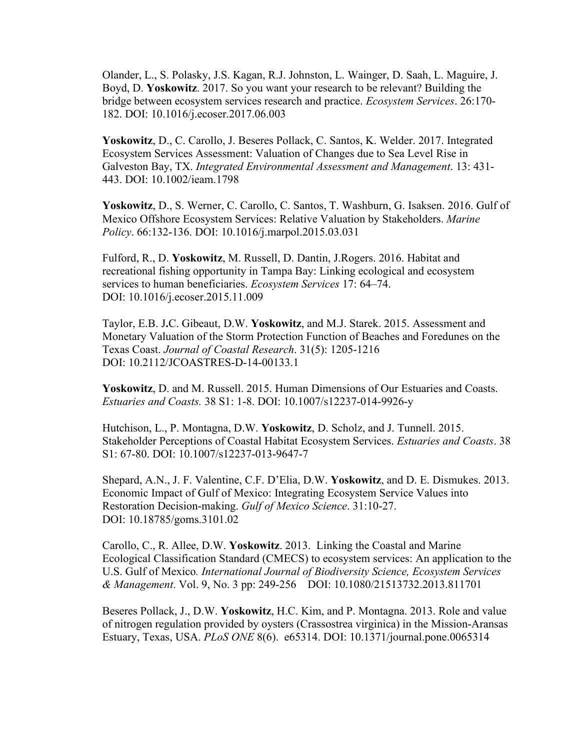Olander, L., S. Polasky, J.S. Kagan, R.J. Johnston, L. Wainger, D. Saah, L. Maguire, J. Boyd, D. **Yoskowitz**. 2017. So you want your research to be relevant? Building the bridge between ecosystem services research and practice. *Ecosystem Services*. 26:170-182. DOI: 10.1016/j.ecoser.2017.06.003

**Yoskowitz**, D., C. Carollo, J. Beseres Pollack, C. Santos, K. Welder. 2017. Integrated Ecosystem Services Assessment: Valuation of Changes due to Sea Level Rise in Galveston Bay, TX. *Integrated Environmental Assessment and Management*. 13: 431-443. DOI: 10.1002/ieam.1798

**Yoskowitz**, D., S. Werner, C. Carollo, C. Santos, T. Washburn, G. Isaksen. 2016. Gulf of Mexico Offshore Ecosystem Services: Relative Valuation by Stakeholders. *Marine Policy*. 66:132-136. DOI: 10.1016/j.marpol.2015.03.031

Fulford, R., D. **Yoskowitz**, M. Russell, D. Dantin, J.Rogers. 2016. Habitat and recreational fishing opportunity in Tampa Bay: Linking ecological and ecosystem services to human beneficiaries. *Ecosystem Services* 17: 64–74. DOI: 10.1016/j.ecoser.2015.11.009

Taylor, E.B. J**.**C. Gibeaut, D.W. **Yoskowitz**, and M.J. Starek. 2015. Assessment and Monetary Valuation of the Storm Protection Function of Beaches and Foredunes on the Texas Coast. *Journal of Coastal Research*. 31(5): 1205-1216 DOI: 10.2112/JCOASTRES-D-14-00133.1

**Yoskowitz**, D. and M. Russell. 2015. Human Dimensions of Our Estuaries and Coasts. *Estuaries and Coasts.* 38 S1: 1-8. DOI: 10.1007/s12237-014-9926-y

Hutchison, L., P. Montagna, D.W. **Yoskowitz**, D. Scholz, and J. Tunnell. 2015. Stakeholder Perceptions of Coastal Habitat Ecosystem Services. *Estuaries and Coasts*. 38 S1: 67-80. DOI: 10.1007/s12237-013-9647-7

Shepard, A.N., J. F. Valentine, C.F. D'Elia, D.W. **Yoskowitz**, and D. E. Dismukes. 2013. Economic Impact of Gulf of Mexico: Integrating Ecosystem Service Values into Restoration Decision-making. *Gulf of Mexico Science*. 31:10-27. DOI: 10.18785/goms.3101.02

Carollo, C., R. Allee, D.W. **Yoskowitz**. 2013. Linking the Coastal and Marine Ecological Classification Standard (CMECS) to ecosystem services: An application to the U.S. Gulf of Mexico*. International Journal of Biodiversity Science, Ecosystem Services & Management*. Vol. 9, No. 3 pp: 249-256 DOI: 10.1080/21513732.2013.811701

Beseres Pollack, J., D.W. **Yoskowitz**, H.C. Kim, and P. Montagna. 2013. Role and value of nitrogen regulation provided by oysters (Crassostrea virginica) in the Mission-Aransas Estuary, Texas, USA. *PLoS ONE* 8(6). e65314. DOI: 10.1371/journal.pone.0065314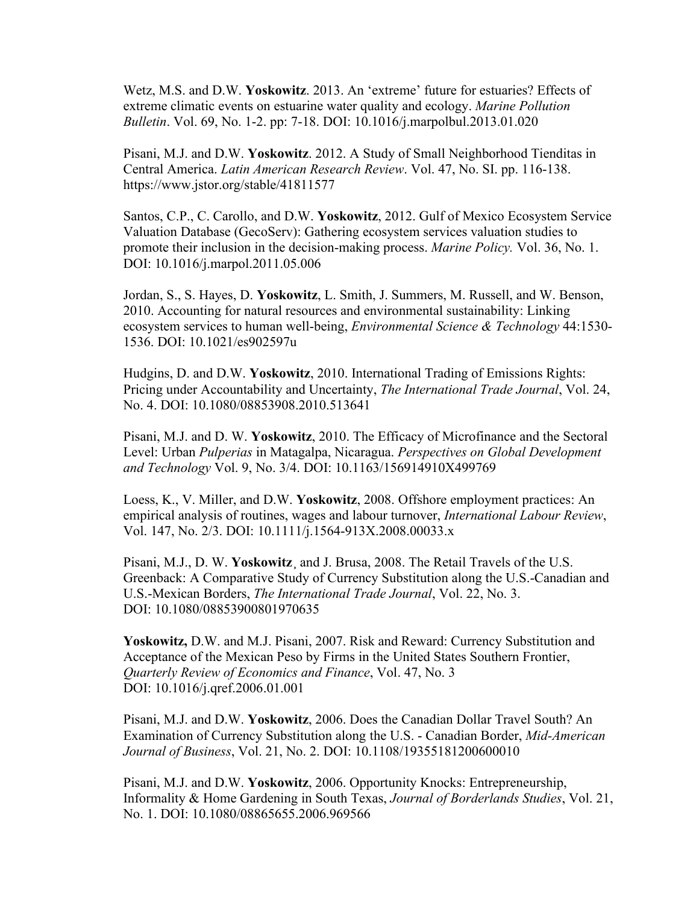Wetz, M.S. and D.W. **Yoskowitz**. 2013. An 'extreme' future for estuaries? Effects of extreme climatic events on estuarine water quality and ecology. *Marine Pollution Bulletin*. Vol. 69, No. 1-2. pp: 7-18. DOI: 10.1016/j.marpolbul.2013.01.020

Pisani, M.J. and D.W. **Yoskowitz**. 2012. A Study of Small Neighborhood Tienditas in Central America. *Latin American Research Review*. Vol. 47, No. SI. pp. 116-138. https://www.jstor.org/stable/41811577

Santos, C.P., C. Carollo, and D.W. **Yoskowitz**, 2012. Gulf of Mexico Ecosystem Service Valuation Database (GecoServ): Gathering ecosystem services valuation studies to promote their inclusion in the decision-making process. *Marine Policy.* Vol. 36, No. 1. DOI: 10.1016/j.marpol.2011.05.006

Jordan, S., S. Hayes, D. **Yoskowitz**, L. Smith, J. Summers, M. Russell, and W. Benson, 2010. Accounting for natural resources and environmental sustainability: Linking ecosystem services to human well-being, *Environmental Science & Technology* 44:1530-1536. DOI: 10.1021/es902597u

Hudgins, D. and D.W. **Yoskowitz**, 2010. International Trading of Emissions Rights: Pricing under Accountability and Uncertainty, *The International Trade Journal*, Vol. 24, No. 4. DOI: 10.1080/08853908.2010.513641

Pisani, M.J. and D. W. **Yoskowitz**, 2010. The Efficacy of Microfinance and the Sectoral Level: Urban *Pulperias* in Matagalpa, Nicaragua. *Perspectives on Global Development and Technology* Vol. 9, No. 3/4. DOI: 10.1163/156914910X499769

Loess, K., V. Miller, and D.W. **Yoskowitz**, 2008. Offshore employment practices: An empirical analysis of routines, wages and labour turnover, *International Labour Review*, Vol. 147, No. 2/3. DOI: 10.1111/j.1564-913X.2008.00033.x

Pisani, M.J., D. W. **Yoskowitz**, and J. Brusa, 2008. The Retail Travels of the U.S. Greenback: A Comparative Study of Currency Substitution along the U.S.-Canadian and U.S.-Mexican Borders, *The International Trade Journal*, Vol. 22, No. 3. DOI: 10.1080/08853900801970635

**Yoskowitz,** D.W. and M.J. Pisani, 2007. Risk and Reward: Currency Substitution and Acceptance of the Mexican Peso by Firms in the United States Southern Frontier, *Quarterly Review of Economics and Finance*, Vol. 47, No. 3 DOI: 10.1016/j.qref.2006.01.001

Pisani, M.J. and D.W. **Yoskowitz**, 2006. Does the Canadian Dollar Travel South? An Examination of Currency Substitution along the U.S. - Canadian Border, *Mid-American Journal of Business*, Vol. 21, No. 2. DOI: 10.1108/19355181200600010

Pisani, M.J. and D.W. **Yoskowitz**, 2006. Opportunity Knocks: Entrepreneurship, Informality & Home Gardening in South Texas, *Journal of Borderlands Studies*, Vol. 21, No. 1. DOI: 10.1080/08865655.2006.969566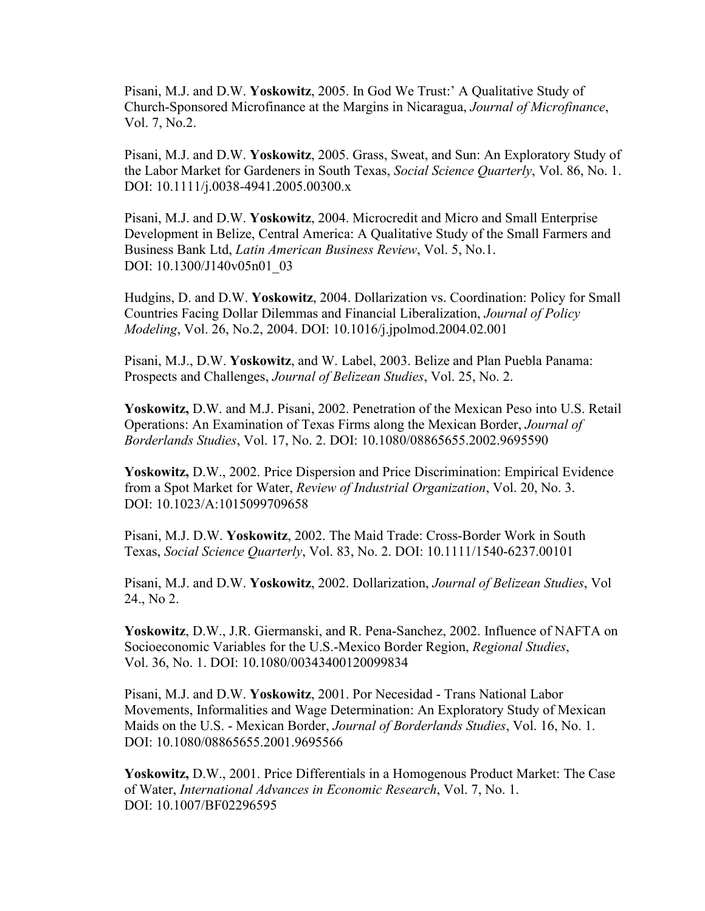Pisani, M.J. and D.W. **Yoskowitz**, 2005. In God We Trust:' A Qualitative Study of Church-Sponsored Microfinance at the Margins in Nicaragua, *Journal of Microfinance*, Vol. 7, No.2.

Pisani, M.J. and D.W. **Yoskowitz**, 2005. Grass, Sweat, and Sun: An Exploratory Study of the Labor Market for Gardeners in South Texas, *Social Science Quarterly*, Vol. 86, No. 1. DOI: 10.1111/j.0038-4941.2005.00300.x

Pisani, M.J. and D.W. **Yoskowitz**, 2004. Microcredit and Micro and Small Enterprise Development in Belize, Central America: A Qualitative Study of the Small Farmers and Business Bank Ltd, *Latin American Business Review*, Vol. 5, No.1. DOI: 10.1300/J140v05n01_03

Hudgins, D. and D.W. **Yoskowitz**, 2004. Dollarization vs. Coordination: Policy for Small Countries Facing Dollar Dilemmas and Financial Liberalization, *Journal of Policy Modeling*, Vol. 26, No.2, 2004. DOI: 10.1016/j.jpolmod.2004.02.001

Pisani, M.J., D.W. **Yoskowitz**, and W. Label, 2003. Belize and Plan Puebla Panama: Prospects and Challenges, *Journal of Belizean Studies*, Vol. 25, No. 2.

**Yoskowitz,** D.W. and M.J. Pisani, 2002. Penetration of the Mexican Peso into U.S. Retail Operations: An Examination of Texas Firms along the Mexican Border, *Journal of Borderlands Studies*, Vol. 17, No. 2. DOI: 10.1080/08865655.2002.9695590

**Yoskowitz,** D.W., 2002. Price Dispersion and Price Discrimination: Empirical Evidence from a Spot Market for Water, *Review of Industrial Organization*, Vol. 20, No. 3. DOI: 10.1023/A:1015099709658

Pisani, M.J. D.W. **Yoskowitz**, 2002. The Maid Trade: Cross-Border Work in South Texas, *Social Science Quarterly*, Vol. 83, No. 2. DOI: 10.1111/1540-6237.00101

Pisani, M.J. and D.W. **Yoskowitz**, 2002. Dollarization, *Journal of Belizean Studies*, Vol 24., No 2.

**Yoskowitz**, D.W., J.R. Giermanski, and R. Pena-Sanchez, 2002. Influence of NAFTA on Socioeconomic Variables for the U.S.-Mexico Border Region, *Regional Studies*, Vol. 36, No. 1. DOI: 10.1080/00343400120099834

Pisani, M.J. and D.W. **Yoskowitz**, 2001. Por Necesidad - Trans National Labor Movements, Informalities and Wage Determination: An Exploratory Study of Mexican Maids on the U.S. - Mexican Border, *Journal of Borderlands Studies*, Vol. 16, No. 1. DOI: 10.1080/08865655.2001.9695566

**Yoskowitz,** D.W., 2001. Price Differentials in a Homogenous Product Market: The Case of Water, *International Advances in Economic Research*, Vol. 7, No. 1. DOI: 10.1007/BF02296595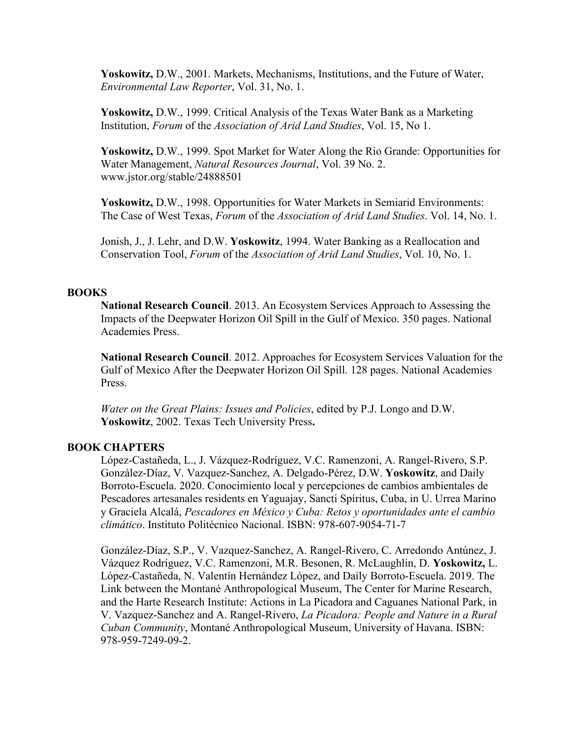**Yoskowitz,** D.W., 2001. Markets, Mechanisms, Institutions, and the Future of Water, *Environmental Law Reporter*, Vol. 31, No. 1.

**Yoskowitz,** D.W., 1999. Critical Analysis of the Texas Water Bank as a Marketing Institution, *Forum* of the *Association of Arid Land Studies*, Vol. 15, No 1.

**Yoskowitz,** D.W., 1999. Spot Market for Water Along the Rio Grande: Opportunities for Water Management, *Natural Resources Journal*, Vol. 39 No. 2. www.jstor.org/stable/24888501

**Yoskowitz,** D.W., 1998. Opportunities for Water Markets in Semiarid Environments: The Case of West Texas, *Forum* of the *Association of Arid Land Studies*. Vol. 14, No. 1.

Jonish, J., J. Lehr, and D.W. **Yoskowitz**, 1994. Water Banking as a Reallocation and Conservation Tool, *Forum* of the *Association of Arid Land Studies*, Vol. 10, No. 1.

## BOOKS

**National Research Council**. 2013. An Ecosystem Services Approach to Assessing the Impacts of the Deepwater Horizon Oil Spill in the Gulf of Mexico. 350 pages. National Academies Press.

**National Research Council**. 2012. Approaches for Ecosystem Services Valuation for the Gulf of Mexico After the Deepwater Horizon Oil Spill. 128 pages. National Academies Press.

*Water on the Great Plains: Issues and Policies*, edited by P.J. Longo and D.W. **Yoskowitz**, 2002. Texas Tech University Press**.**

## BOOK CHAPTERS

López-Castañeda, L., J. Vázquez-Rodríguez, V.C. Ramenzoni, A. Rangel-Rivero, S.P. González-Díaz, V. Vazquez-Sanchez, A. Delgado-Pérez, D.W. **Yoskowitz**, and Daily Borroto-Escuela. 2020. Conocimiento local y percepciones de cambios ambientales de Pescadores artesanales residents en Yaguajay, Sancti Spíritus, Cuba, in U. Urrea Marino y Graciela Alcalá, *Pescadores en México y Cuba: Retos y oportunidades ante el cambio climático*. Instituto Politécnico Nacional. ISBN: 978-607-9054-71-7

González-Díaz, S.P., V. Vazquez-Sanchez, A. Rangel-Rivero, C. Arredondo Antúnez, J. Vázquez Rodríguez, V.C. Ramenzoni, M.R. Besonen, R. McLaughlin, D. **Yoskowitz,** L. López-Castañeda, N. Valentín Hernández López, and Daily Borroto-Escuela. 2019. The Link between the Montané Anthropological Museum, The Center for Marine Research, and the Harte Research Institute: Actions in La Picadora and Caguanes National Park, in V. Vazquez-Sanchez and A. Rangel-Rivero, *La Picadora: People and Nature in a Rural Cuban Community*, Montané Anthropological Museum, University of Havana. ISBN: 978-959-7249-09-2.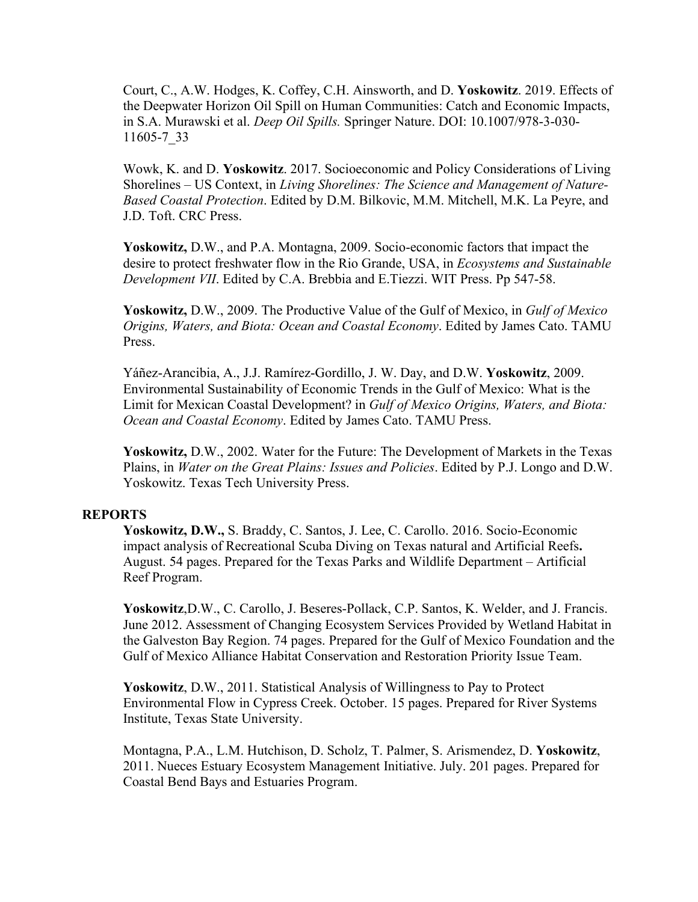Court, C., A.W. Hodges, K. Coffey, C.H. Ainsworth, and D. **Yoskowitz**. 2019. Effects of the Deepwater Horizon Oil Spill on Human Communities: Catch and Economic Impacts, in S.A. Murawski et al. *Deep Oil Spills.* Springer Nature. DOI: 10.1007/978-3-030-11605-7_33

Wowk, K. and D. **Yoskowitz**. 2017. Socioeconomic and Policy Considerations of Living Shorelines – US Context, in *Living Shorelines: The Science and Management of Nature-Based Coastal Protection*. Edited by D.M. Bilkovic, M.M. Mitchell, M.K. La Peyre, and J.D. Toft. CRC Press.

**Yoskowitz,** D.W., and P.A. Montagna, 2009. Socio-economic factors that impact the desire to protect freshwater flow in the Rio Grande, USA, in *Ecosystems and Sustainable Development VII*. Edited by C.A. Brebbia and E.Tiezzi. WIT Press. Pp 547-58.

**Yoskowitz,** D.W., 2009. The Productive Value of the Gulf of Mexico, in *Gulf of Mexico Origins, Waters, and Biota: Ocean and Coastal Economy*. Edited by James Cato. TAMU Press.

Yáñez-Arancibia, A., J.J. Ramírez-Gordillo, J. W. Day, and D.W. **Yoskowitz**, 2009. Environmental Sustainability of Economic Trends in the Gulf of Mexico: What is the Limit for Mexican Coastal Development? in *Gulf of Mexico Origins, Waters, and Biota: Ocean and Coastal Economy*. Edited by James Cato. TAMU Press.

**Yoskowitz,** D.W., 2002. Water for the Future: The Development of Markets in the Texas Plains, in *Water on the Great Plains: Issues and Policies*. Edited by P.J. Longo and D.W. Yoskowitz. Texas Tech University Press.

## REPORTS

**Yoskowitz, D.W.,** S. Braddy, C. Santos, J. Lee, C. Carollo. 2016. Socio-Economic impact analysis of Recreational Scuba Diving on Texas natural and Artificial Reefs**.** August. 54 pages. Prepared for the Texas Parks and Wildlife Department – Artificial Reef Program.

**Yoskowitz**,D.W., C. Carollo, J. Beseres-Pollack, C.P. Santos, K. Welder, and J. Francis. June 2012. Assessment of Changing Ecosystem Services Provided by Wetland Habitat in the Galveston Bay Region. 74 pages. Prepared for the Gulf of Mexico Foundation and the Gulf of Mexico Alliance Habitat Conservation and Restoration Priority Issue Team.

**Yoskowitz**, D.W., 2011. Statistical Analysis of Willingness to Pay to Protect Environmental Flow in Cypress Creek. October. 15 pages. Prepared for River Systems Institute, Texas State University.

Montagna, P.A., L.M. Hutchison, D. Scholz, T. Palmer, S. Arismendez, D. **Yoskowitz**, 2011. Nueces Estuary Ecosystem Management Initiative. July. 201 pages. Prepared for Coastal Bend Bays and Estuaries Program.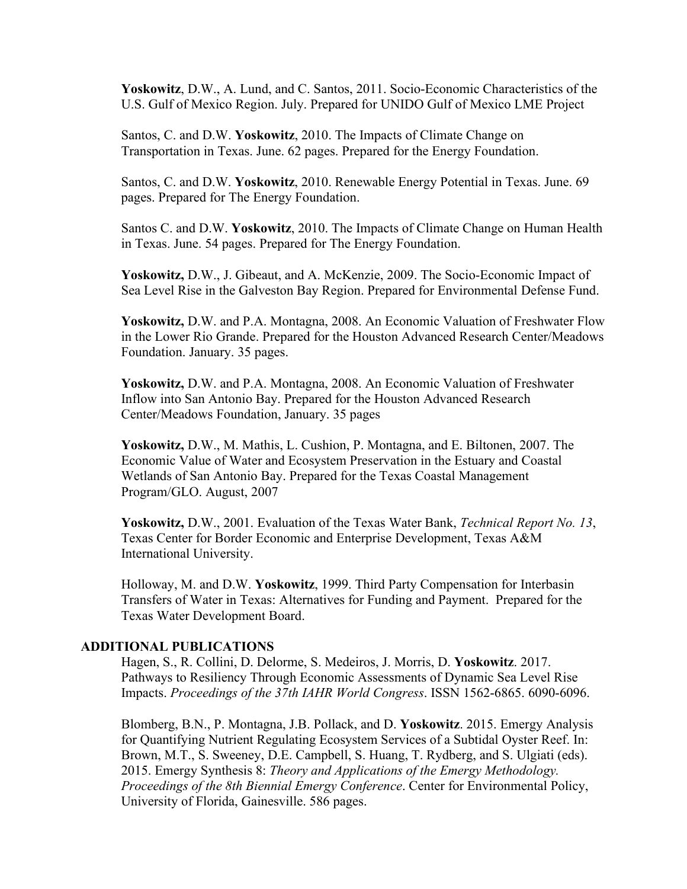**Yoskowitz**, D.W., A. Lund, and C. Santos, 2011. Socio-Economic Characteristics of the U.S. Gulf of Mexico Region. July. Prepared for UNIDO Gulf of Mexico LME Project

Santos, C. and D.W. **Yoskowitz**, 2010. The Impacts of Climate Change on Transportation in Texas. June. 62 pages. Prepared for the Energy Foundation.

Santos, C. and D.W. **Yoskowitz**, 2010. Renewable Energy Potential in Texas. June. 69 pages. Prepared for The Energy Foundation.

Santos C. and D.W. **Yoskowitz**, 2010. The Impacts of Climate Change on Human Health in Texas. June. 54 pages. Prepared for The Energy Foundation.

**Yoskowitz,** D.W., J. Gibeaut, and A. McKenzie, 2009. The Socio-Economic Impact of Sea Level Rise in the Galveston Bay Region. Prepared for Environmental Defense Fund.

**Yoskowitz,** D.W. and P.A. Montagna, 2008. An Economic Valuation of Freshwater Flow in the Lower Rio Grande. Prepared for the Houston Advanced Research Center/Meadows Foundation. January. 35 pages.

**Yoskowitz,** D.W. and P.A. Montagna, 2008. An Economic Valuation of Freshwater Inflow into San Antonio Bay. Prepared for the Houston Advanced Research Center/Meadows Foundation, January. 35 pages

**Yoskowitz,** D.W., M. Mathis, L. Cushion, P. Montagna, and E. Biltonen, 2007. The Economic Value of Water and Ecosystem Preservation in the Estuary and Coastal Wetlands of San Antonio Bay. Prepared for the Texas Coastal Management Program/GLO. August, 2007

**Yoskowitz,** D.W., 2001. Evaluation of the Texas Water Bank, *Technical Report No. 13*, Texas Center for Border Economic and Enterprise Development, Texas A&M International University.

Holloway, M. and D.W. **Yoskowitz**, 1999. Third Party Compensation for Interbasin Transfers of Water in Texas: Alternatives for Funding and Payment. Prepared for the Texas Water Development Board.

## ADDITIONAL PUBLICATIONS

Hagen, S., R. Collini, D. Delorme, S. Medeiros, J. Morris, D. **Yoskowitz**. 2017. Pathways to Resiliency Through Economic Assessments of Dynamic Sea Level Rise Impacts. *Proceedings of the 37th IAHR World Congress*. ISSN 1562-6865. 6090-6096.

Blomberg, B.N., P. Montagna, J.B. Pollack, and D. **Yoskowitz**. 2015. Emergy Analysis for Quantifying Nutrient Regulating Ecosystem Services of a Subtidal Oyster Reef. In: Brown, M.T., S. Sweeney, D.E. Campbell, S. Huang, T. Rydberg, and S. Ulgiati (eds). 2015. Emergy Synthesis 8: *Theory and Applications of the Emergy Methodology. Proceedings of the 8th Biennial Emergy Conference*. Center for Environmental Policy, University of Florida, Gainesville. 586 pages.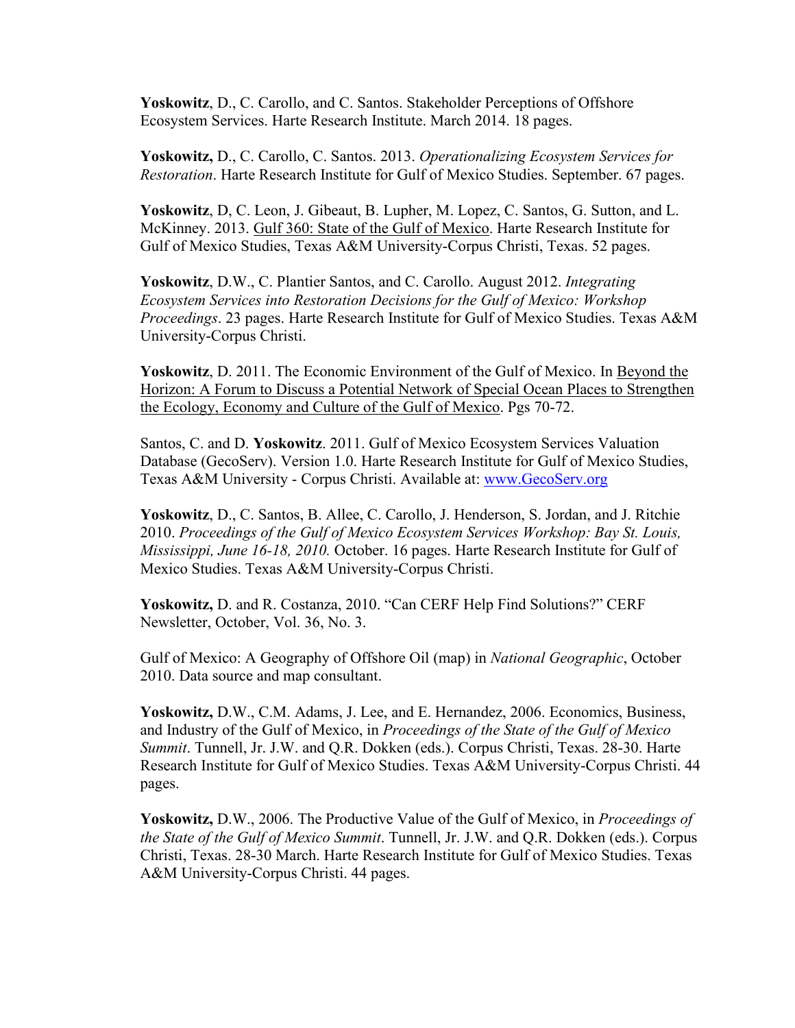**Yoskowitz**, D., C. Carollo, and C. Santos. Stakeholder Perceptions of Offshore Ecosystem Services. Harte Research Institute. March 2014. 18 pages.

**Yoskowitz,** D., C. Carollo, C. Santos. 2013. *Operationalizing Ecosystem Services for Restoration*. Harte Research Institute for Gulf of Mexico Studies. September. 67 pages.

**Yoskowitz**, D, C. Leon, J. Gibeaut, B. Lupher, M. Lopez, C. Santos, G. Sutton, and L. McKinney. 2013. <u>Gulf 360: State of the Gulf of Mexico</u>. Harte Research Institute for Gulf of Mexico Studies, Texas A&M University-Corpus Christi, Texas. 52 pages.

**Yoskowitz**, D.W., C. Plantier Santos, and C. Carollo. August 2012. *Integrating Ecosystem Services into Restoration Decisions for the Gulf of Mexico: Workshop Proceedings*. 23 pages. Harte Research Institute for Gulf of Mexico Studies. Texas A&M University-Corpus Christi.

**Yoskowitz**, D. 2011. The Economic Environment of the Gulf of Mexico. In <u>Beyond the Horizon: A Forum to Discuss a Potential Network of Special Ocean Places to Strengthen the Ecology, Economy and Culture of the Gulf of Mexico</u>. Pgs 70-72.

Santos, C. and D. **Yoskowitz**. 2011. Gulf of Mexico Ecosystem Services Valuation Database (GecoServ). Version 1.0. Harte Research Institute for Gulf of Mexico Studies, Texas A&M University - Corpus Christi. Available at: www.GecoServ.org

**Yoskowitz**, D., C. Santos, B. Allee, C. Carollo, J. Henderson, S. Jordan, and J. Ritchie 2010. *Proceedings of the Gulf of Mexico Ecosystem Services Workshop: Bay St. Louis, Mississippi, June 16-18, 2010.* October. 16 pages. Harte Research Institute for Gulf of Mexico Studies. Texas A&M University-Corpus Christi.

**Yoskowitz,** D. and R. Costanza, 2010. "Can CERF Help Find Solutions?" CERF Newsletter, October, Vol. 36, No. 3.

Gulf of Mexico: A Geography of Offshore Oil (map) in *National Geographic*, October 2010. Data source and map consultant.

**Yoskowitz,** D.W., C.M. Adams, J. Lee, and E. Hernandez, 2006. Economics, Business, and Industry of the Gulf of Mexico, in *Proceedings of the State of the Gulf of Mexico Summit*. Tunnell, Jr. J.W. and Q.R. Dokken (eds.). Corpus Christi, Texas. 28-30. Harte Research Institute for Gulf of Mexico Studies. Texas A&M University-Corpus Christi. 44 pages.

**Yoskowitz,** D.W., 2006. The Productive Value of the Gulf of Mexico, in *Proceedings of the State of the Gulf of Mexico Summit*. Tunnell, Jr. J.W. and Q.R. Dokken (eds.). Corpus Christi, Texas. 28-30 March. Harte Research Institute for Gulf of Mexico Studies. Texas A&M University-Corpus Christi. 44 pages.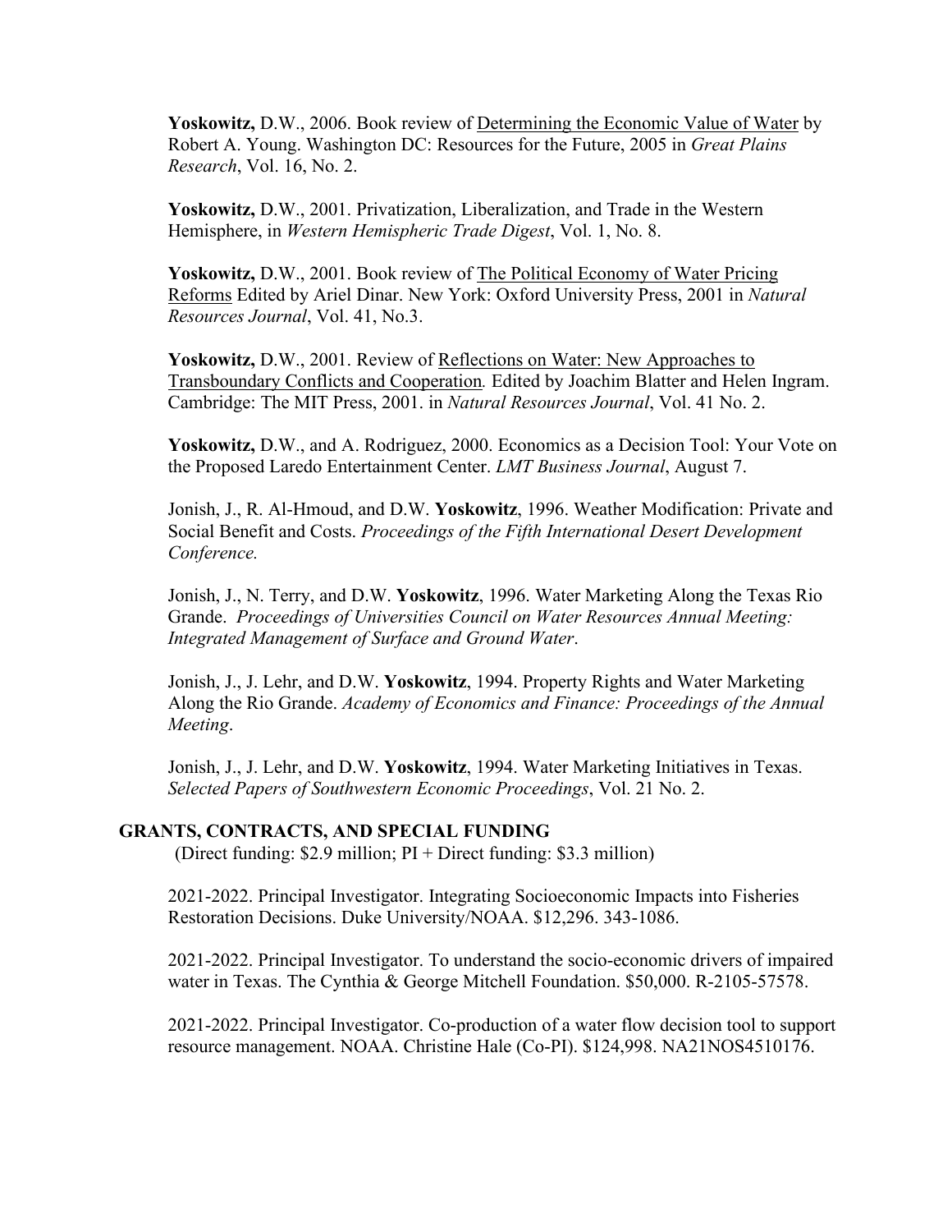**Yoskowitz,** D.W., 2006. Book review of Determining the Economic Value of Water by Robert A. Young. Washington DC: Resources for the Future, 2005 in *Great Plains Research*, Vol. 16, No. 2.

**Yoskowitz,** D.W., 2001. Privatization, Liberalization, and Trade in the Western Hemisphere, in *Western Hemispheric Trade Digest*, Vol. 1, No. 8.

**Yoskowitz,** D.W., 2001. Book review of The Political Economy of Water Pricing Reforms Edited by Ariel Dinar. New York: Oxford University Press, 2001 in *Natural Resources Journal*, Vol. 41, No.3.

**Yoskowitz,** D.W., 2001. Review of Reflections on Water: New Approaches to Transboundary Conflicts and Cooperation*.* Edited by Joachim Blatter and Helen Ingram. Cambridge: The MIT Press, 2001. in *Natural Resources Journal*, Vol. 41 No. 2.

**Yoskowitz,** D.W., and A. Rodriguez, 2000. Economics as a Decision Tool: Your Vote on the Proposed Laredo Entertainment Center. *LMT Business Journal*, August 7.

Jonish, J., R. Al-Hmoud, and D.W. **Yoskowitz**, 1996. Weather Modification: Private and Social Benefit and Costs. *Proceedings of the Fifth International Desert Development Conference.*

Jonish, J., N. Terry, and D.W. **Yoskowitz**, 1996. Water Marketing Along the Texas Rio Grande. *Proceedings of Universities Council on Water Resources Annual Meeting: Integrated Management of Surface and Ground Water*.

Jonish, J., J. Lehr, and D.W. **Yoskowitz**, 1994. Property Rights and Water Marketing Along the Rio Grande. *Academy of Economics and Finance: Proceedings of the Annual Meeting*.

Jonish, J., J. Lehr, and D.W. **Yoskowitz**, 1994. Water Marketing Initiatives in Texas. *Selected Papers of Southwestern Economic Proceedings*, Vol. 21 No. 2.

## GRANTS, CONTRACTS, AND SPECIAL FUNDING

(Direct funding: $2.9 million; PI + Direct funding: $3.3 million)

2021-2022. Principal Investigator. Integrating Socioeconomic Impacts into Fisheries Restoration Decisions. Duke University/NOAA. $12,296. 343-1086.

2021-2022. Principal Investigator. To understand the socio-economic drivers of impaired water in Texas. The Cynthia & George Mitchell Foundation. $50,000. R-2105-57578.

2021-2022. Principal Investigator. Co-production of a water flow decision tool to support resource management. NOAA. Christine Hale (Co-PI). $124,998. NA21NOS4510176.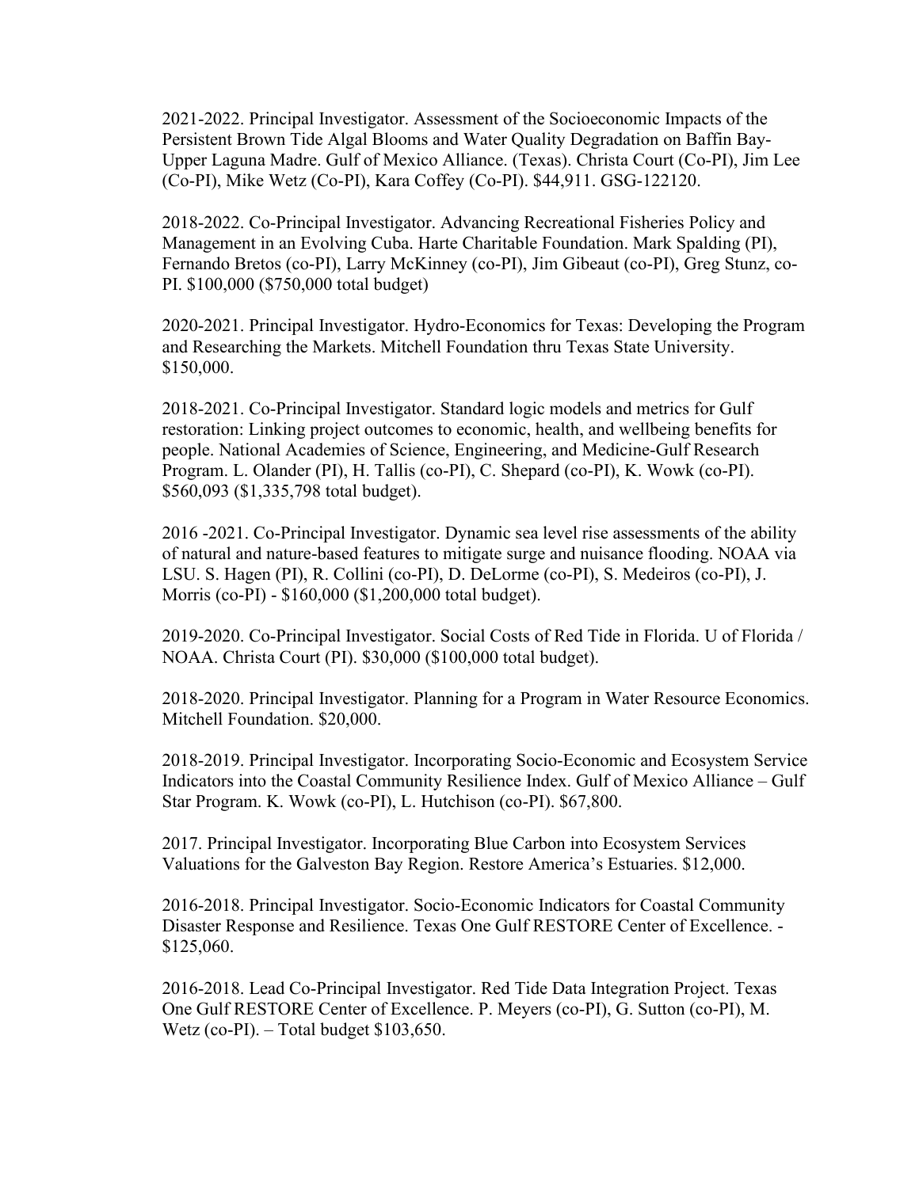2021-2022. Principal Investigator. Assessment of the Socioeconomic Impacts of the Persistent Brown Tide Algal Blooms and Water Quality Degradation on Baffin Bay-Upper Laguna Madre. Gulf of Mexico Alliance. (Texas). Christa Court (Co-PI), Jim Lee (Co-PI), Mike Wetz (Co-PI), Kara Coffey (Co-PI). $44,911. GSG-122120.

2018-2022. Co-Principal Investigator. Advancing Recreational Fisheries Policy and Management in an Evolving Cuba. Harte Charitable Foundation. Mark Spalding (PI), Fernando Bretos (co-PI), Larry McKinney (co-PI), Jim Gibeaut (co-PI), Greg Stunz, co-PI. $100,000 ($750,000 total budget)

2020-2021. Principal Investigator. Hydro-Economics for Texas: Developing the Program and Researching the Markets. Mitchell Foundation thru Texas State University. $150,000.

2018-2021. Co-Principal Investigator. Standard logic models and metrics for Gulf restoration: Linking project outcomes to economic, health, and wellbeing benefits for people. National Academies of Science, Engineering, and Medicine-Gulf Research Program. L. Olander (PI), H. Tallis (co-PI), C. Shepard (co-PI), K. Wowk (co-PI). $560,093 ($1,335,798 total budget).

2016 -2021. Co-Principal Investigator. Dynamic sea level rise assessments of the ability of natural and nature-based features to mitigate surge and nuisance flooding. NOAA via LSU. S. Hagen (PI), R. Collini (co-PI), D. DeLorme (co-PI), S. Medeiros (co-PI), J. Morris (co-PI) - $160,000 ($1,200,000 total budget).

2019-2020. Co-Principal Investigator. Social Costs of Red Tide in Florida. U of Florida / NOAA. Christa Court (PI). $30,000 ($100,000 total budget).

2018-2020. Principal Investigator. Planning for a Program in Water Resource Economics. Mitchell Foundation. $20,000.

2018-2019. Principal Investigator. Incorporating Socio-Economic and Ecosystem Service Indicators into the Coastal Community Resilience Index. Gulf of Mexico Alliance – Gulf Star Program. K. Wowk (co-PI), L. Hutchison (co-PI). $67,800.

2017. Principal Investigator. Incorporating Blue Carbon into Ecosystem Services Valuations for the Galveston Bay Region. Restore America's Estuaries. $12,000.

2016-2018. Principal Investigator. Socio-Economic Indicators for Coastal Community Disaster Response and Resilience. Texas One Gulf RESTORE Center of Excellence. - $125,060.

2016-2018. Lead Co-Principal Investigator. Red Tide Data Integration Project. Texas One Gulf RESTORE Center of Excellence. P. Meyers (co-PI), G. Sutton (co-PI), M. Wetz (co-PI). – Total budget $103,650.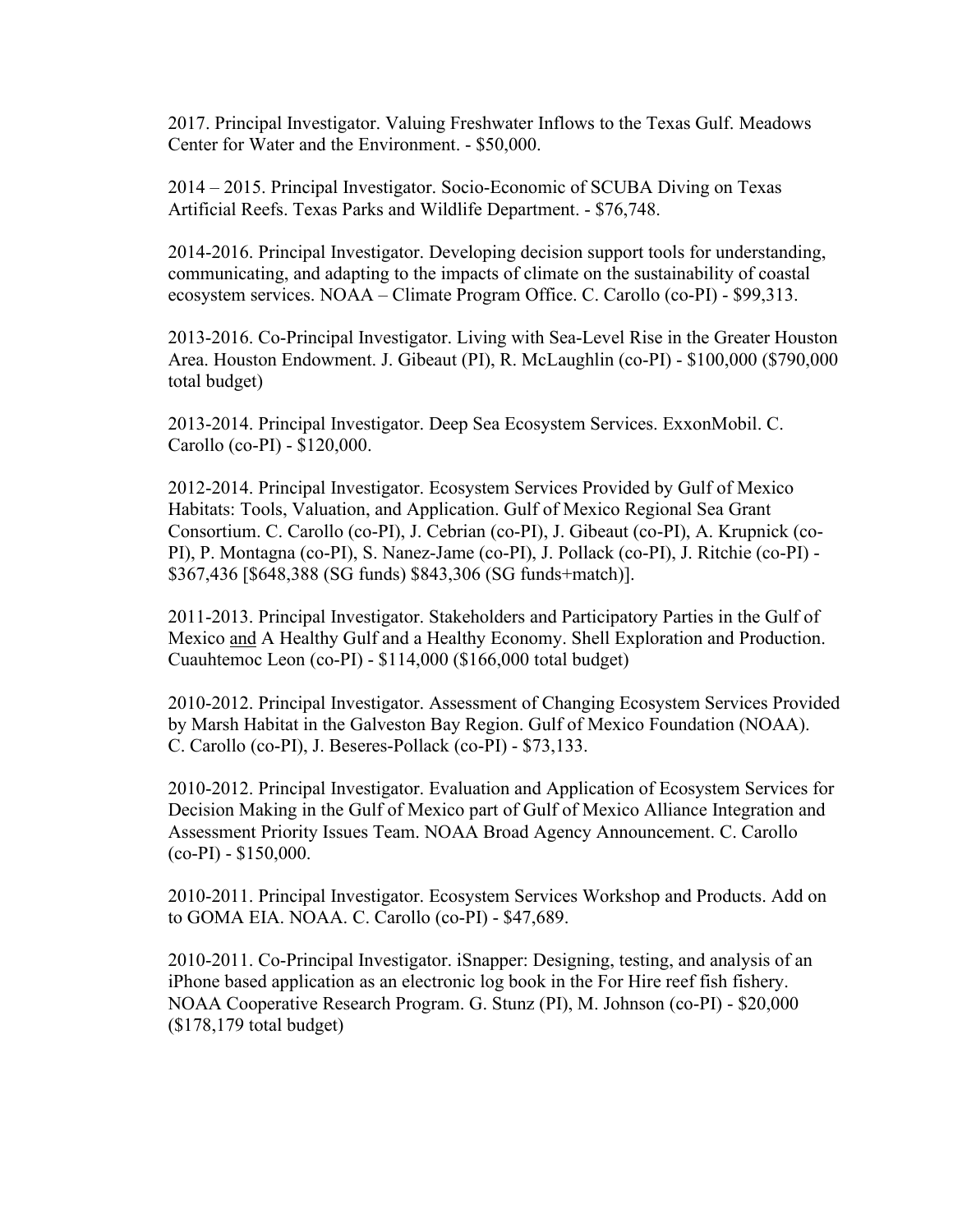2017. Principal Investigator. Valuing Freshwater Inflows to the Texas Gulf. Meadows Center for Water and the Environment. - $50,000.

2014 – 2015. Principal Investigator. Socio-Economic of SCUBA Diving on Texas Artificial Reefs. Texas Parks and Wildlife Department. - $76,748.

2014-2016. Principal Investigator. Developing decision support tools for understanding, communicating, and adapting to the impacts of climate on the sustainability of coastal ecosystem services. NOAA – Climate Program Office. C. Carollo (co-PI) - $99,313.

2013-2016. Co-Principal Investigator. Living with Sea-Level Rise in the Greater Houston Area. Houston Endowment. J. Gibeaut (PI), R. McLaughlin (co-PI) - $100,000 ($790,000 total budget)

2013-2014. Principal Investigator. Deep Sea Ecosystem Services. ExxonMobil. C. Carollo (co-PI) - $120,000.

2012-2014. Principal Investigator. Ecosystem Services Provided by Gulf of Mexico Habitats: Tools, Valuation, and Application. Gulf of Mexico Regional Sea Grant Consortium. C. Carollo (co-PI), J. Cebrian (co-PI), J. Gibeaut (co-PI), A. Krupnick (co-PI), P. Montagna (co-PI), S. Nanez-Jame (co-PI), J. Pollack (co-PI), J. Ritchie (co-PI) - $367,436 [$648,388 (SG funds) $843,306 (SG funds+match)].

2011-2013. Principal Investigator. Stakeholders and Participatory Parties in the Gulf of Mexico <u>and</u> A Healthy Gulf and a Healthy Economy. Shell Exploration and Production. Cuauhtemoc Leon (co-PI) - $114,000 ($166,000 total budget)

2010-2012. Principal Investigator. Assessment of Changing Ecosystem Services Provided by Marsh Habitat in the Galveston Bay Region. Gulf of Mexico Foundation (NOAA). C. Carollo (co-PI), J. Beseres-Pollack (co-PI) - $73,133.

2010-2012. Principal Investigator. Evaluation and Application of Ecosystem Services for Decision Making in the Gulf of Mexico part of Gulf of Mexico Alliance Integration and Assessment Priority Issues Team. NOAA Broad Agency Announcement. C. Carollo (co-PI) - $150,000.

2010-2011. Principal Investigator. Ecosystem Services Workshop and Products. Add on to GOMA EIA. NOAA. C. Carollo (co-PI) - $47,689.

2010-2011. Co-Principal Investigator. iSnapper: Designing, testing, and analysis of an iPhone based application as an electronic log book in the For Hire reef fish fishery. NOAA Cooperative Research Program. G. Stunz (PI), M. Johnson (co-PI) - $20,000 ($178,179 total budget)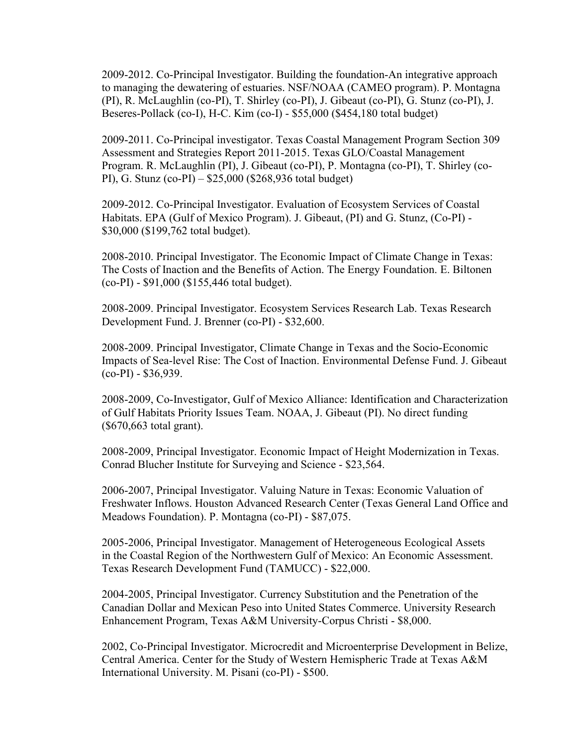2009-2012. Co-Principal Investigator. Building the foundation-An integrative approach to managing the dewatering of estuaries. NSF/NOAA (CAMEO program). P. Montagna (PI), R. McLaughlin (co-PI), T. Shirley (co-PI), J. Gibeaut (co-PI), G. Stunz (co-PI), J. Beseres-Pollack (co-I), H-C. Kim (co-I) - $55,000 ($454,180 total budget)

2009-2011. Co-Principal investigator. Texas Coastal Management Program Section 309 Assessment and Strategies Report 2011-2015. Texas GLO/Coastal Management Program. R. McLaughlin (PI), J. Gibeaut (co-PI), P. Montagna (co-PI), T. Shirley (co-PI), G. Stunz (co-PI) – $25,000 ($268,936 total budget)

2009-2012. Co-Principal Investigator. Evaluation of Ecosystem Services of Coastal Habitats. EPA (Gulf of Mexico Program). J. Gibeaut, (PI) and G. Stunz, (Co-PI) - $30,000 ($199,762 total budget).

2008-2010. Principal Investigator. The Economic Impact of Climate Change in Texas: The Costs of Inaction and the Benefits of Action. The Energy Foundation. E. Biltonen (co-PI) - $91,000 ($155,446 total budget).

2008-2009. Principal Investigator. Ecosystem Services Research Lab. Texas Research Development Fund. J. Brenner (co-PI) - $32,600.

2008-2009. Principal Investigator, Climate Change in Texas and the Socio-Economic Impacts of Sea-level Rise: The Cost of Inaction. Environmental Defense Fund. J. Gibeaut (co-PI) - $36,939.

2008-2009, Co-Investigator, Gulf of Mexico Alliance: Identification and Characterization of Gulf Habitats Priority Issues Team. NOAA, J. Gibeaut (PI). No direct funding ($670,663 total grant).

2008-2009, Principal Investigator. Economic Impact of Height Modernization in Texas. Conrad Blucher Institute for Surveying and Science - $23,564.

2006-2007, Principal Investigator. Valuing Nature in Texas: Economic Valuation of Freshwater Inflows. Houston Advanced Research Center (Texas General Land Office and Meadows Foundation). P. Montagna (co-PI) - $87,075.

2005-2006, Principal Investigator. Management of Heterogeneous Ecological Assets in the Coastal Region of the Northwestern Gulf of Mexico: An Economic Assessment. Texas Research Development Fund (TAMUCC) - $22,000.

2004-2005, Principal Investigator. Currency Substitution and the Penetration of the Canadian Dollar and Mexican Peso into United States Commerce. University Research Enhancement Program, Texas A&M University-Corpus Christi - $8,000.

2002, Co-Principal Investigator. Microcredit and Microenterprise Development in Belize, Central America. Center for the Study of Western Hemispheric Trade at Texas A&M International University. M. Pisani (co-PI) - $500.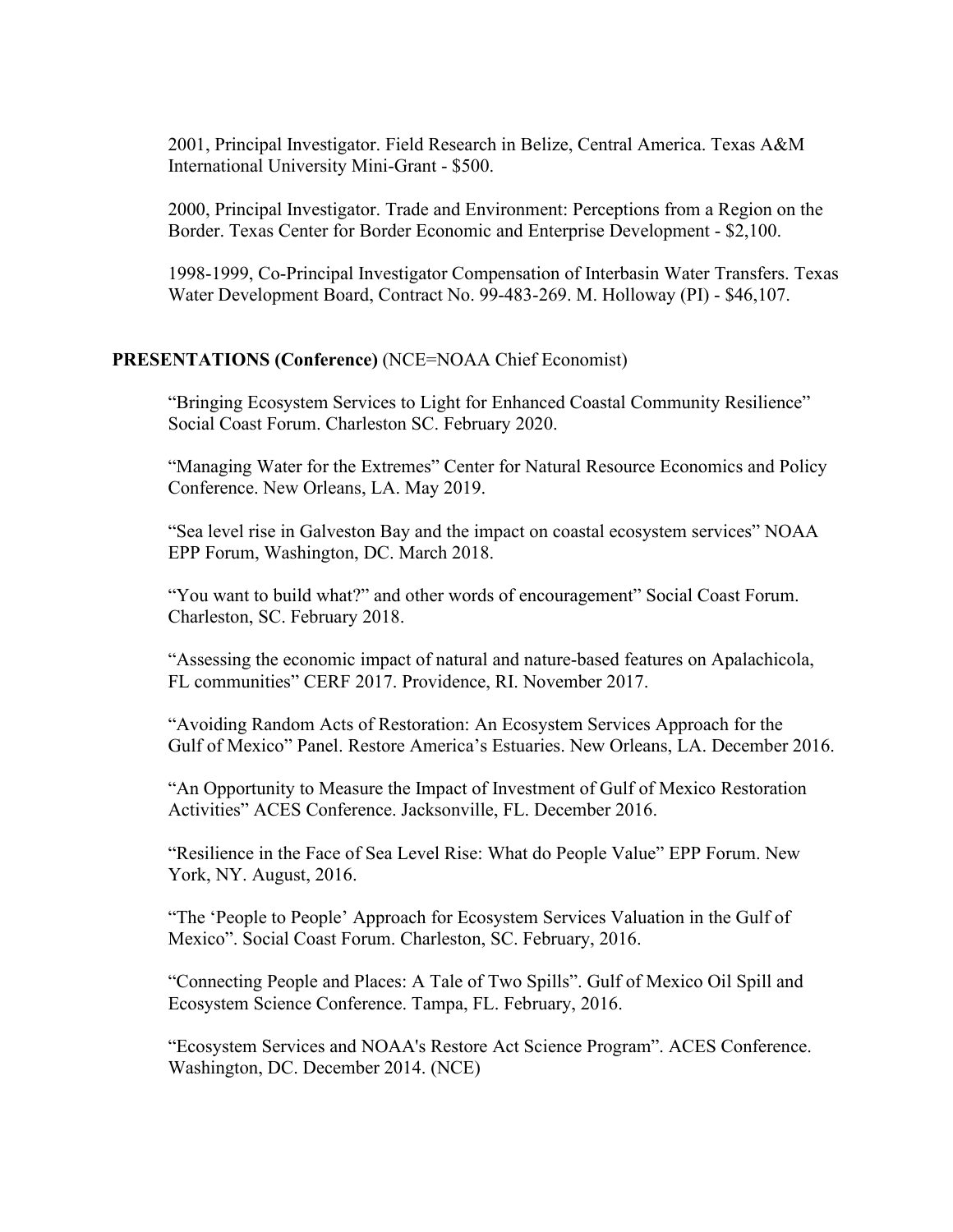2001, Principal Investigator. Field Research in Belize, Central America. Texas A&M International University Mini-Grant - $500.

2000, Principal Investigator. Trade and Environment: Perceptions from a Region on the Border. Texas Center for Border Economic and Enterprise Development - $2,100.

1998-1999, Co-Principal Investigator Compensation of Interbasin Water Transfers. Texas Water Development Board, Contract No. 99-483-269. M. Holloway (PI) - $46,107.

**PRESENTATIONS (Conference)** (NCE=NOAA Chief Economist)

"Bringing Ecosystem Services to Light for Enhanced Coastal Community Resilience" Social Coast Forum. Charleston SC. February 2020.

"Managing Water for the Extremes" Center for Natural Resource Economics and Policy Conference. New Orleans, LA. May 2019.

"Sea level rise in Galveston Bay and the impact on coastal ecosystem services" NOAA EPP Forum, Washington, DC. March 2018.

"You want to build what?" and other words of encouragement" Social Coast Forum. Charleston, SC. February 2018.

"Assessing the economic impact of natural and nature-based features on Apalachicola, FL communities" CERF 2017. Providence, RI. November 2017.

"Avoiding Random Acts of Restoration: An Ecosystem Services Approach for the Gulf of Mexico" Panel. Restore America's Estuaries. New Orleans, LA. December 2016.

"An Opportunity to Measure the Impact of Investment of Gulf of Mexico Restoration Activities" ACES Conference. Jacksonville, FL. December 2016.

"Resilience in the Face of Sea Level Rise: What do People Value" EPP Forum. New York, NY. August, 2016.

"The 'People to People' Approach for Ecosystem Services Valuation in the Gulf of Mexico". Social Coast Forum. Charleston, SC. February, 2016.

"Connecting People and Places: A Tale of Two Spills". Gulf of Mexico Oil Spill and Ecosystem Science Conference. Tampa, FL. February, 2016.

"Ecosystem Services and NOAA's Restore Act Science Program". ACES Conference. Washington, DC. December 2014. (NCE)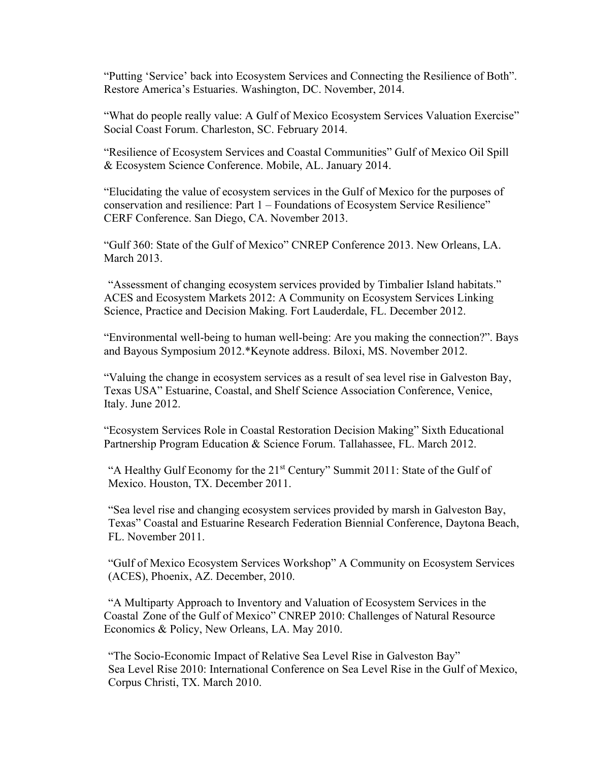“Putting ‘Service’ back into Ecosystem Services and Connecting the Resilience of Both”. Restore America’s Estuaries. Washington, DC. November, 2014.

“What do people really value: A Gulf of Mexico Ecosystem Services Valuation Exercise” Social Coast Forum. Charleston, SC. February 2014.

“Resilience of Ecosystem Services and Coastal Communities” Gulf of Mexico Oil Spill & Ecosystem Science Conference. Mobile, AL. January 2014.

“Elucidating the value of ecosystem services in the Gulf of Mexico for the purposes of conservation and resilience: Part 1 – Foundations of Ecosystem Service Resilience” CERF Conference. San Diego, CA. November 2013.

“Gulf 360: State of the Gulf of Mexico” CNREP Conference 2013. New Orleans, LA. March 2013.

“Assessment of changing ecosystem services provided by Timbalier Island habitats.” ACES and Ecosystem Markets 2012: A Community on Ecosystem Services Linking Science, Practice and Decision Making. Fort Lauderdale, FL. December 2012.

“Environmental well-being to human well-being: Are you making the connection?”. Bays and Bayous Symposium 2012.*Keynote address. Biloxi, MS. November 2012.

“Valuing the change in ecosystem services as a result of sea level rise in Galveston Bay, Texas USA” Estuarine, Coastal, and Shelf Science Association Conference, Venice, Italy. June 2012.

“Ecosystem Services Role in Coastal Restoration Decision Making” Sixth Educational Partnership Program Education & Science Forum. Tallahassee, FL. March 2012.

“A Healthy Gulf Economy for the 21st Century” Summit 2011: State of the Gulf of Mexico. Houston, TX. December 2011.

“Sea level rise and changing ecosystem services provided by marsh in Galveston Bay, Texas” Coastal and Estuarine Research Federation Biennial Conference, Daytona Beach, FL. November 2011.

“Gulf of Mexico Ecosystem Services Workshop” A Community on Ecosystem Services (ACES), Phoenix, AZ. December, 2010.

“A Multiparty Approach to Inventory and Valuation of Ecosystem Services in the Coastal Zone of the Gulf of Mexico” CNREP 2010: Challenges of Natural Resource Economics & Policy, New Orleans, LA. May 2010.

“The Socio-Economic Impact of Relative Sea Level Rise in Galveston Bay” Sea Level Rise 2010: International Conference on Sea Level Rise in the Gulf of Mexico, Corpus Christi, TX. March 2010.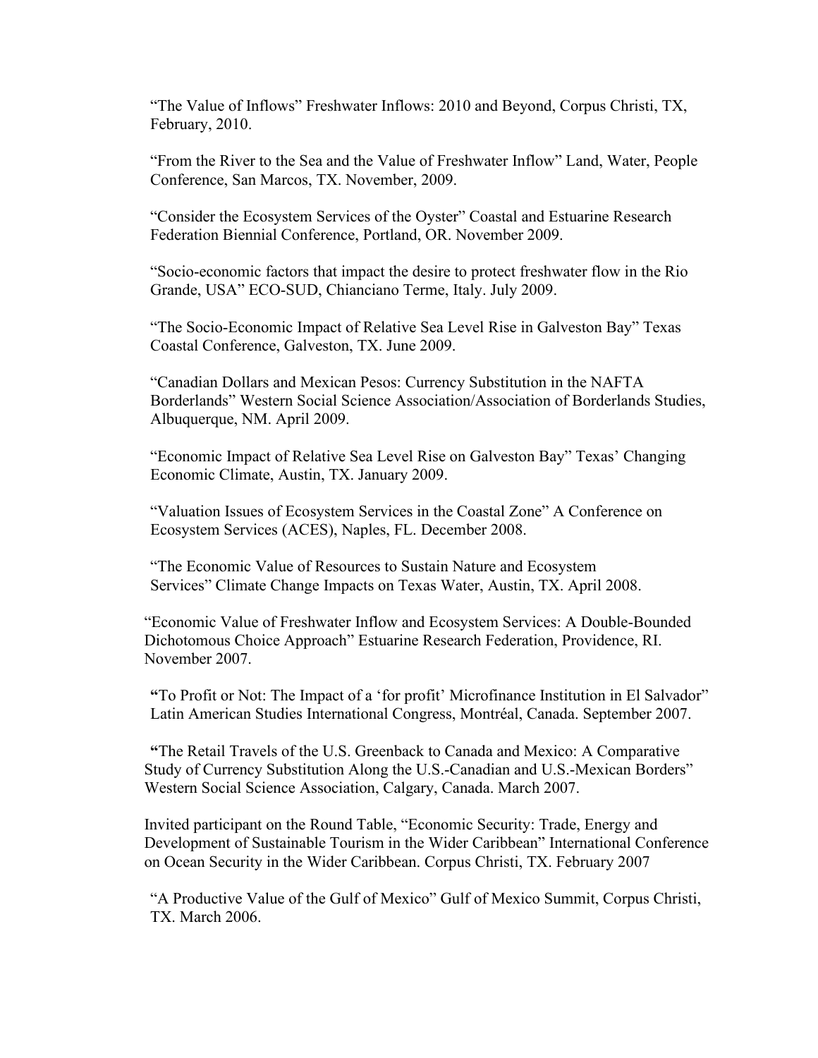"The Value of Inflows" Freshwater Inflows: 2010 and Beyond, Corpus Christi, TX, February, 2010.

"From the River to the Sea and the Value of Freshwater Inflow" Land, Water, People Conference, San Marcos, TX. November, 2009.

"Consider the Ecosystem Services of the Oyster" Coastal and Estuarine Research Federation Biennial Conference, Portland, OR. November 2009.

"Socio-economic factors that impact the desire to protect freshwater flow in the Rio Grande, USA" ECO-SUD, Chianciano Terme, Italy. July 2009.

"The Socio-Economic Impact of Relative Sea Level Rise in Galveston Bay" Texas Coastal Conference, Galveston, TX. June 2009.

"Canadian Dollars and Mexican Pesos: Currency Substitution in the NAFTA Borderlands" Western Social Science Association/Association of Borderlands Studies, Albuquerque, NM. April 2009.

"Economic Impact of Relative Sea Level Rise on Galveston Bay" Texas' Changing Economic Climate, Austin, TX. January 2009.

"Valuation Issues of Ecosystem Services in the Coastal Zone" A Conference on Ecosystem Services (ACES), Naples, FL. December 2008.

"The Economic Value of Resources to Sustain Nature and Ecosystem Services" Climate Change Impacts on Texas Water, Austin, TX. April 2008.

"Economic Value of Freshwater Inflow and Ecosystem Services: A Double-Bounded Dichotomous Choice Approach" Estuarine Research Federation, Providence, RI. November 2007.

**"**To Profit or Not: The Impact of a 'for profit' Microfinance Institution in El Salvador" Latin American Studies International Congress, Montréal, Canada. September 2007.

**"**The Retail Travels of the U.S. Greenback to Canada and Mexico: A Comparative Study of Currency Substitution Along the U.S.-Canadian and U.S.-Mexican Borders" Western Social Science Association, Calgary, Canada. March 2007.

Invited participant on the Round Table, "Economic Security: Trade, Energy and Development of Sustainable Tourism in the Wider Caribbean" International Conference on Ocean Security in the Wider Caribbean. Corpus Christi, TX. February 2007

"A Productive Value of the Gulf of Mexico" Gulf of Mexico Summit, Corpus Christi, TX. March 2006.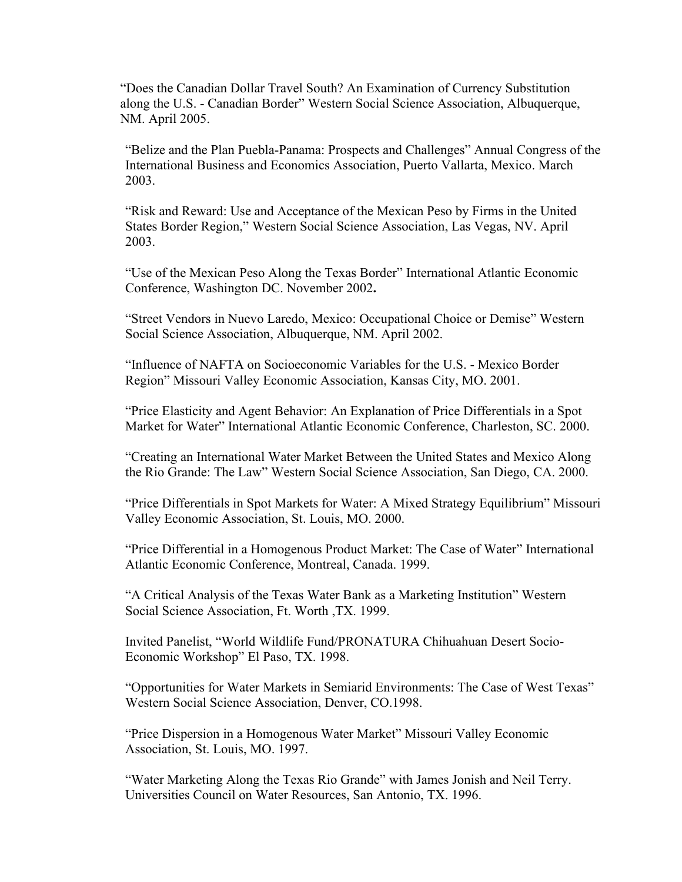“Does the Canadian Dollar Travel South? An Examination of Currency Substitution along the U.S. - Canadian Border” Western Social Science Association, Albuquerque, NM. April 2005.

“Belize and the Plan Puebla-Panama: Prospects and Challenges” Annual Congress of the International Business and Economics Association, Puerto Vallarta, Mexico. March 2003.

“Risk and Reward: Use and Acceptance of the Mexican Peso by Firms in the United States Border Region,” Western Social Science Association, Las Vegas, NV. April 2003.

“Use of the Mexican Peso Along the Texas Border” International Atlantic Economic Conference, Washington DC. November 2002**.**

“Street Vendors in Nuevo Laredo, Mexico: Occupational Choice or Demise” Western Social Science Association, Albuquerque, NM. April 2002.

“Influence of NAFTA on Socioeconomic Variables for the U.S. - Mexico Border Region” Missouri Valley Economic Association, Kansas City, MO. 2001.

“Price Elasticity and Agent Behavior: An Explanation of Price Differentials in a Spot Market for Water” International Atlantic Economic Conference, Charleston, SC. 2000.

“Creating an International Water Market Between the United States and Mexico Along the Rio Grande: The Law” Western Social Science Association, San Diego, CA. 2000.

“Price Differentials in Spot Markets for Water: A Mixed Strategy Equilibrium” Missouri Valley Economic Association, St. Louis, MO. 2000.

“Price Differential in a Homogenous Product Market: The Case of Water” International Atlantic Economic Conference, Montreal, Canada. 1999.

“A Critical Analysis of the Texas Water Bank as a Marketing Institution” Western Social Science Association, Ft. Worth ,TX. 1999.

Invited Panelist, “World Wildlife Fund/PRONATURA Chihuahuan Desert Socio-Economic Workshop” El Paso, TX. 1998.

“Opportunities for Water Markets in Semiarid Environments: The Case of West Texas” Western Social Science Association, Denver, CO.1998.

“Price Dispersion in a Homogenous Water Market” Missouri Valley Economic Association, St. Louis, MO. 1997.

“Water Marketing Along the Texas Rio Grande” with James Jonish and Neil Terry. Universities Council on Water Resources, San Antonio, TX. 1996.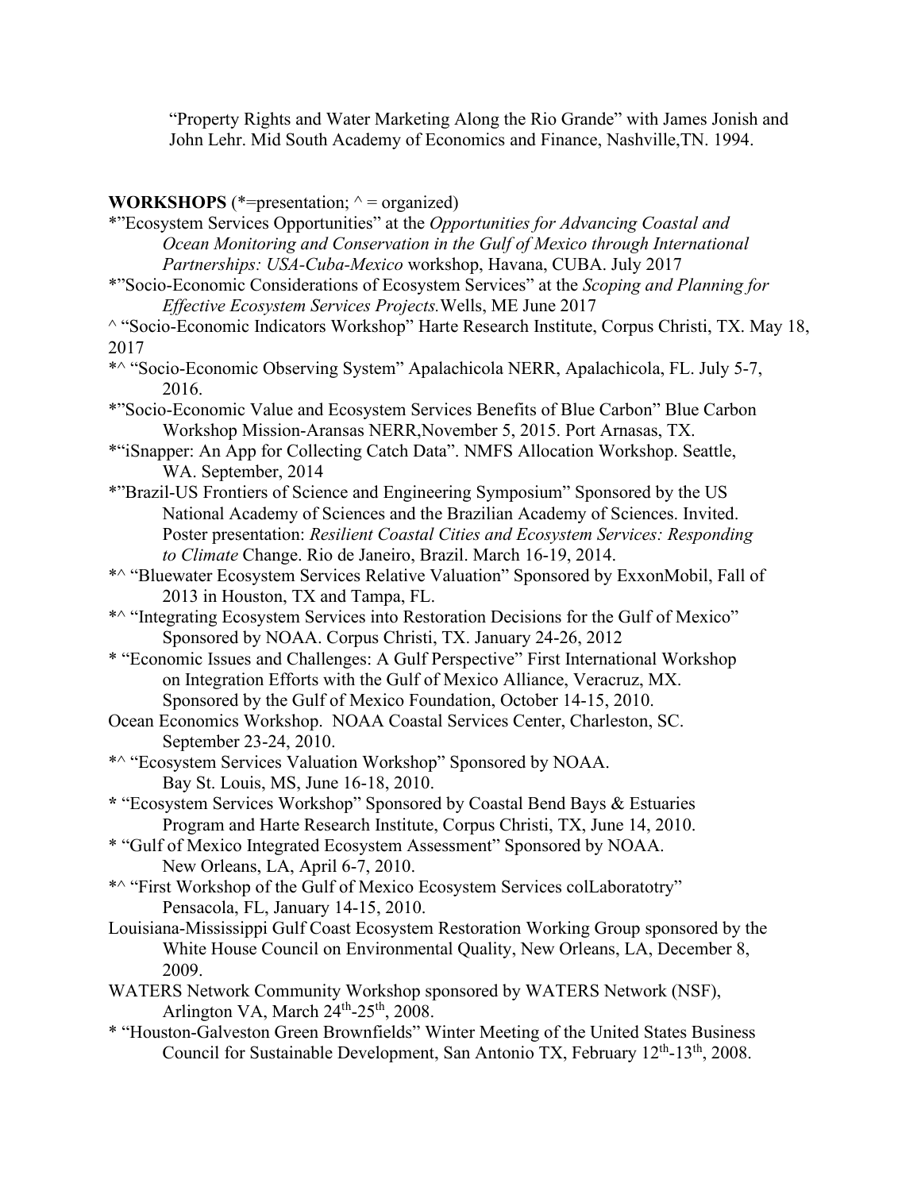"Property Rights and Water Marketing Along the Rio Grande" with James Jonish and John Lehr. Mid South Academy of Economics and Finance, Nashville,TN. 1994.

**WORKSHOPS** (*=presentation; ^ = organized)

*"Ecosystem Services Opportunities" at the *Opportunities for Advancing Coastal and Ocean Monitoring and Conservation in the Gulf of Mexico through International Partnerships: USA-Cuba-Mexico* workshop, Havana, CUBA. July 2017

*"Socio-Economic Considerations of Ecosystem Services" at the *Scoping and Planning for Effective Ecosystem Services Projects.*Wells, ME June 2017

^ "Socio-Economic Indicators Workshop" Harte Research Institute, Corpus Christi, TX. May 18, 2017

*^ "Socio-Economic Observing System" Apalachicola NERR, Apalachicola, FL. July 5-7, 2016.

*"Socio-Economic Value and Ecosystem Services Benefits of Blue Carbon" Blue Carbon Workshop Mission-Aransas NERR,November 5, 2015. Port Arnasas, TX.

*"iSnapper: An App for Collecting Catch Data". NMFS Allocation Workshop. Seattle, WA. September, 2014

*"Brazil-US Frontiers of Science and Engineering Symposium" Sponsored by the US National Academy of Sciences and the Brazilian Academy of Sciences. Invited. Poster presentation: *Resilient Coastal Cities and Ecosystem Services: Responding to Climate* Change. Rio de Janeiro, Brazil. March 16-19, 2014.

*^ "Bluewater Ecosystem Services Relative Valuation" Sponsored by ExxonMobil, Fall of 2013 in Houston, TX and Tampa, FL.

*^ "Integrating Ecosystem Services into Restoration Decisions for the Gulf of Mexico" Sponsored by NOAA. Corpus Christi, TX. January 24-26, 2012

* "Economic Issues and Challenges: A Gulf Perspective" First International Workshop on Integration Efforts with the Gulf of Mexico Alliance, Veracruz, MX. Sponsored by the Gulf of Mexico Foundation, October 14-15, 2010.

Ocean Economics Workshop. NOAA Coastal Services Center, Charleston, SC. September 23-24, 2010.

*^ "Ecosystem Services Valuation Workshop" Sponsored by NOAA. Bay St. Louis, MS, June 16-18, 2010.

* "Ecosystem Services Workshop" Sponsored by Coastal Bend Bays & Estuaries Program and Harte Research Institute, Corpus Christi, TX, June 14, 2010.

* "Gulf of Mexico Integrated Ecosystem Assessment" Sponsored by NOAA. New Orleans, LA, April 6-7, 2010.

*^ "First Workshop of the Gulf of Mexico Ecosystem Services colLaboratotry" Pensacola, FL, January 14-15, 2010.

Louisiana-Mississippi Gulf Coast Ecosystem Restoration Working Group sponsored by the White House Council on Environmental Quality, New Orleans, LA, December 8, 2009.

WATERS Network Community Workshop sponsored by WATERS Network (NSF), Arlington VA, March 24th-25th, 2008.

* "Houston-Galveston Green Brownfields" Winter Meeting of the United States Business Council for Sustainable Development, San Antonio TX, February 12th-13th, 2008.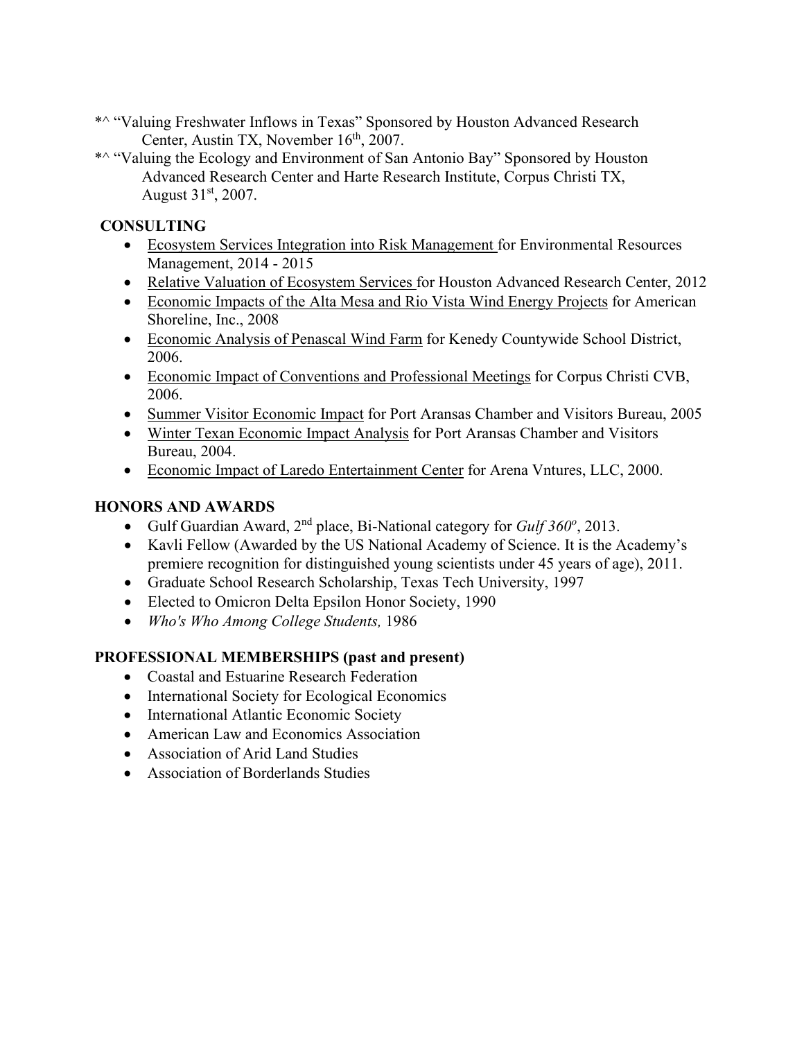*^ "Valuing Freshwater Inflows in Texas" Sponsored by Houston Advanced Research Center, Austin TX, November 16th, 2007.

*^ "Valuing the Ecology and Environment of San Antonio Bay" Sponsored by Houston Advanced Research Center and Harte Research Institute, Corpus Christi TX, August 31st, 2007.

## CONSULTING

- Ecosystem Services Integration into Risk Management for Environmental Resources Management, 2014 - 2015
- Relative Valuation of Ecosystem Services for Houston Advanced Research Center, 2012
- Economic Impacts of the Alta Mesa and Rio Vista Wind Energy Projects for American Shoreline, Inc., 2008
- Economic Analysis of Penascal Wind Farm for Kenedy Countywide School District, 2006.
- Economic Impact of Conventions and Professional Meetings for Corpus Christi CVB, 2006.
- Summer Visitor Economic Impact for Port Aransas Chamber and Visitors Bureau, 2005
- Winter Texan Economic Impact Analysis for Port Aransas Chamber and Visitors Bureau, 2004.
- Economic Impact of Laredo Entertainment Center for Arena Vntures, LLC, 2000.

## HONORS AND AWARDS

- Gulf Guardian Award, 2nd place, Bi-National category for *Gulf 360°*, 2013.
- Kavli Fellow (Awarded by the US National Academy of Science. It is the Academy's premiere recognition for distinguished young scientists under 45 years of age), 2011.
- Graduate School Research Scholarship, Texas Tech University, 1997
- Elected to Omicron Delta Epsilon Honor Society, 1990
- *Who's Who Among College Students,* 1986

## PROFESSIONAL MEMBERSHIPS (past and present)

- Coastal and Estuarine Research Federation
- International Society for Ecological Economics
- International Atlantic Economic Society
- American Law and Economics Association
- Association of Arid Land Studies
- Association of Borderlands Studies